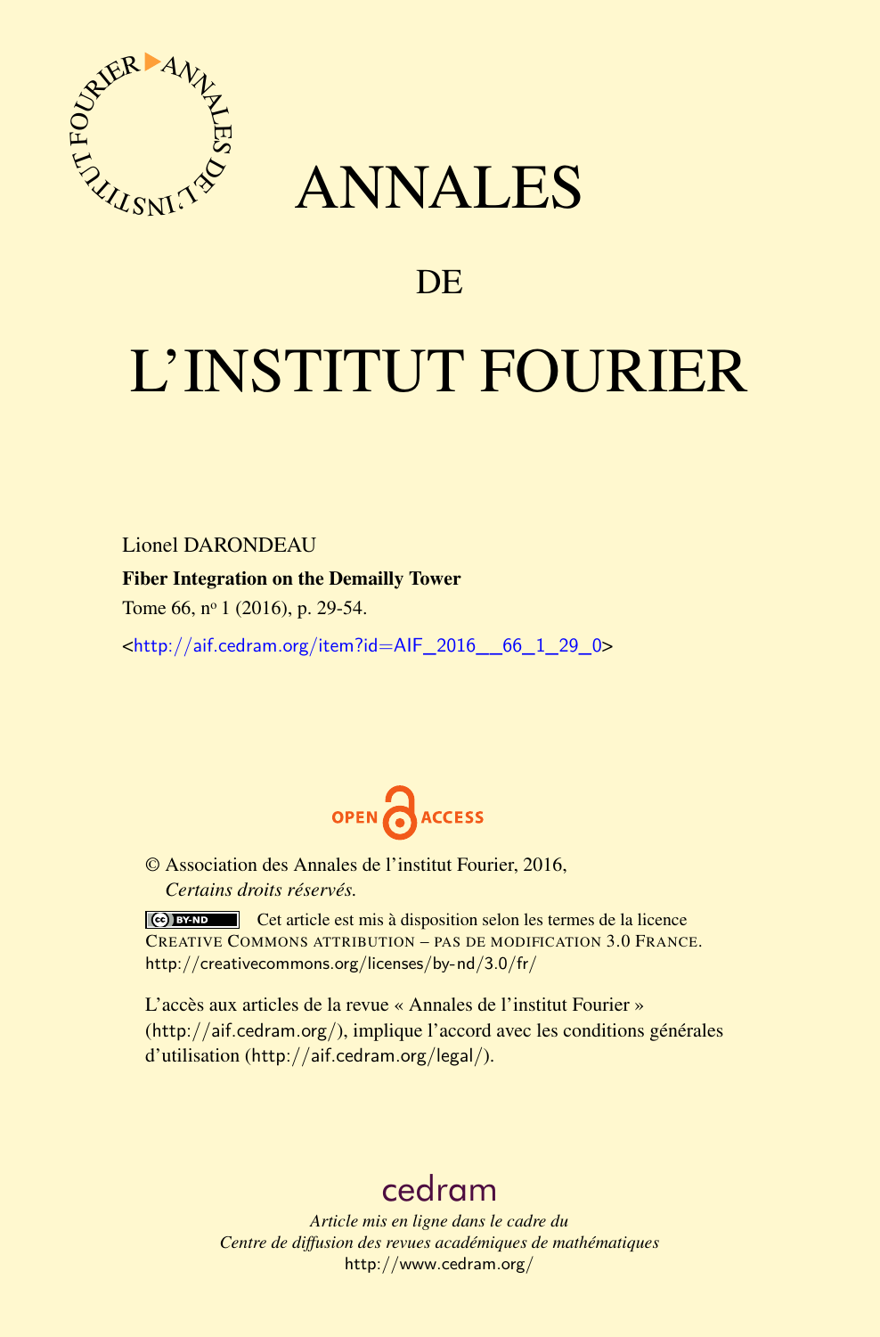# ANNALES

## DE

# L'INSTITUT FOURIER

Lionel DARONDEAU

**Fiber Integration on the Demailly Tower**

Tome 66, n° 1 (2016), p. 29-54.

<http://aif.cedram.org/item?id=AIF_2016__66_1_29_0>

OPEN ACCESS

© Association des Annales de l'institut Fourier, 2016,
*Certains droits réservés.*

Cet article est mis à disposition selon les termes de la licence CREATIVE COMMONS ATTRIBUTION – PAS DE MODIFICATION 3.0 FRANCE.
http://creativecommons.org/licenses/by-nd/3.0/fr/

L'accès aux articles de la revue « Annales de l'institut Fourier » (http://aif.cedram.org/), implique l'accord avec les conditions générales d'utilisation (http://aif.cedram.org/legal/).

cedram

*Article mis en ligne dans le cadre du*
*Centre de diffusion des revues académiques de mathématiques*
http://www.cedram.org/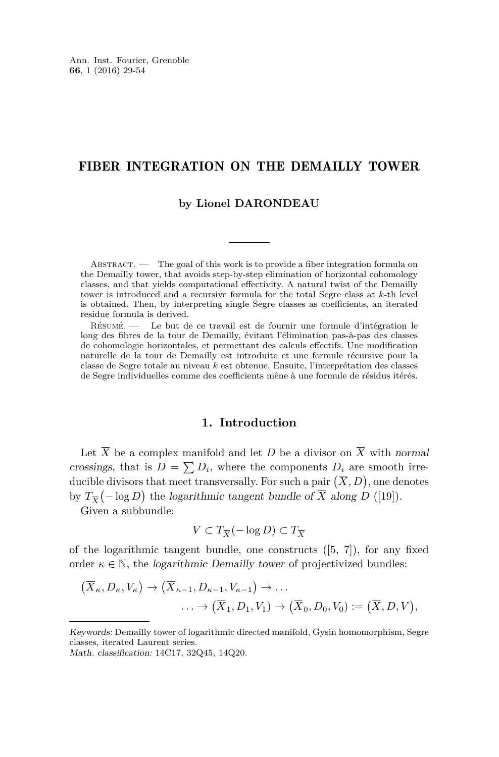# FIBER INTEGRATION ON THE DEMAILLY TOWER

**by Lionel DARONDEAU**

Abstract. — The goal of this work is to provide a fiber integration formula on the Demailly tower, that avoids step-by-step elimination of horizontal cohomology classes, and that yields computational effectivity. A natural twist of the Demailly tower is introduced and a recursive formula for the total Segre class at $k$-th level is obtained. Then, by interpreting single Segre classes as coefficients, an iterated residue formula is derived.

Résumé. — Le but de ce travail est de fournir une formule d'intégration le long des fibres de la tour de Demailly, évitant l'élimination pas-à-pas des classes de cohomologie horizontales, et permettant des calculs effectifs. Une modification naturelle de la tour de Demailly est introduite et une formule récursive pour la classe de Segre totale au niveau $k$ est obtenue. Ensuite, l'interprétation des classes de Segre individuelles comme des coefficients mène à une formule de résidus itérés.

## 1. Introduction

Let $\overline{X}$ be a complex manifold and let $D$ be a divisor on $\overline{X}$ with *normal crossings*, that is $D = \sum D_i$, where the components $D_i$ are smooth irreducible divisors that meet transversally. For such a pair $\big(\overline{X}, D\big)$, one denotes by $T_{\overline{X}}\big(-\log D\big)$ the *logarithmic tangent bundle of* $\overline{X}$ *along* $D$ ([19]).

Given a subbundle:

$$V \subset T_{\overline{X}}(-\log D) \subset T_{\overline{X}}$$

of the logarithmic tangent bundle, one constructs ([5, 7]), for any fixed order $\kappa \in \mathbb{N}$, the *logarithmic Demailly tower* of projectivized bundles:

$$\begin{aligned}\big(\overline{X}_\kappa, D_\kappa, V_\kappa\big) \to \big(\overline{X}_{\kappa-1}, D_{\kappa-1}, V_{\kappa-1}\big) \to \ldots \\ \ldots \to \big(\overline{X}_1, D_1, V_1\big) \to \big(\overline{X}_0, D_0, V_0\big) := \big(\overline{X}, D, V\big),\end{aligned}$$

*Keywords:* Demailly tower of logarithmic directed manifold, Gysin homomorphism, Segre classes, iterated Laurent series.
*Math. classification:* 14C17, 32Q45, 14Q20.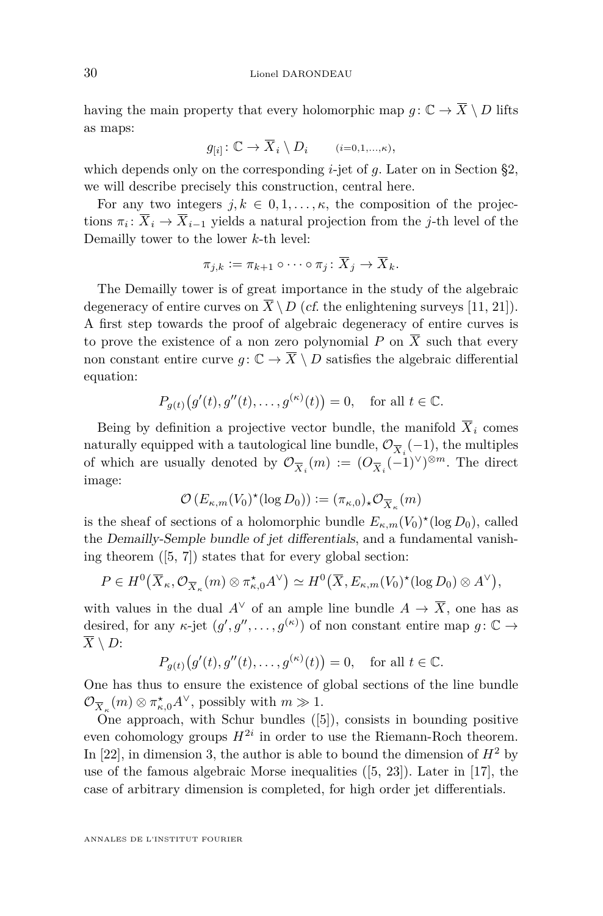having the main property that every holomorphic map $g\colon \mathbb{C} \to \overline{X} \setminus D$ lifts as maps:

$$g_{[i]}\colon \mathbb{C} \to \overline{X}_i \setminus D_i \qquad {\scriptstyle (i=0,1,\ldots,\kappa)},$$

which depends only on the corresponding $i$-jet of $g$. Later on in Section §2, we will describe precisely this construction, central here.

For any two integers $j, k \in 0, 1, \ldots, \kappa$, the composition of the projections $\pi_i\colon \overline{X}_i \to \overline{X}_{i-1}$ yields a natural projection from the $j$-th level of the Demailly tower to the lower $k$-th level:

$$\pi_{j,k} := \pi_{k+1} \circ \cdots \circ \pi_j\colon \overline{X}_j \to \overline{X}_k.$$

The Demailly tower is of great importance in the study of the algebraic degeneracy of entire curves on $\overline{X} \setminus D$ (*cf.* the enlightening surveys [11, 21]). A first step towards the proof of algebraic degeneracy of entire curves is to prove the existence of a non zero polynomial $P$ on $\overline{X}$ such that every non constant entire curve $g\colon \mathbb{C} \to \overline{X} \setminus D$ satisfies the algebraic differential equation:

$$P_{g(t)}\big(g'(t), g''(t), \ldots, g^{(\kappa)}(t)\big) = 0, \quad \text{for all } t \in \mathbb{C}.$$

Being by definition a projective vector bundle, the manifold $\overline{X}_i$ comes naturally equipped with a tautological line bundle, $\mathcal{O}_{\overline{X}_i}(-1)$, the multiples of which are usually denoted by $\mathcal{O}_{\overline{X}_i}(m) := (O_{\overline{X}_i}(-1)^\vee)^{\otimes m}$. The direct image:

$$\mathcal{O}\left(E_{\kappa,m}(V_0)^\star(\log D_0)\right) := (\pi_{\kappa,0})_\star \mathcal{O}_{\overline{X}_\kappa}(m)$$

is the sheaf of sections of a holomorphic bundle $E_{\kappa,m}(V_0)^\star(\log D_0)$, called the *Demailly-Semple bundle of jet differentials*, and a fundamental vanishing theorem ([5, 7]) states that for every global section:

$$P \in H^0\big(\overline{X}_\kappa, \mathcal{O}_{\overline{X}_\kappa}(m) \otimes \pi_{\kappa,0}^\star A^\vee\big) \simeq H^0\big(\overline{X}, E_{\kappa,m}(V_0)^\star(\log D_0) \otimes A^\vee\big),$$

with values in the dual $A^\vee$ of an ample line bundle $A \to \overline{X}$, one has as desired, for any $\kappa$-jet $(g', g'', \ldots, g^{(\kappa)})$ of non constant entire map $g\colon \mathbb{C} \to \overline{X} \setminus D$:

$$P_{g(t)}\big(g'(t), g''(t), \ldots, g^{(\kappa)}(t)\big) = 0, \quad \text{for all } t \in \mathbb{C}.$$

One has thus to ensure the existence of global sections of the line bundle $\mathcal{O}_{\overline{X}_\kappa}(m) \otimes \pi_{\kappa,0}^\star A^\vee$, possibly with $m \gg 1$.

One approach, with Schur bundles ([5]), consists in bounding positive even cohomology groups $H^{2i}$ in order to use the Riemann-Roch theorem. In [22], in dimension 3, the author is able to bound the dimension of $H^2$ by use of the famous algebraic Morse inequalities ([5, 23]). Later in [17], the case of arbitrary dimension is completed, for high order jet differentials.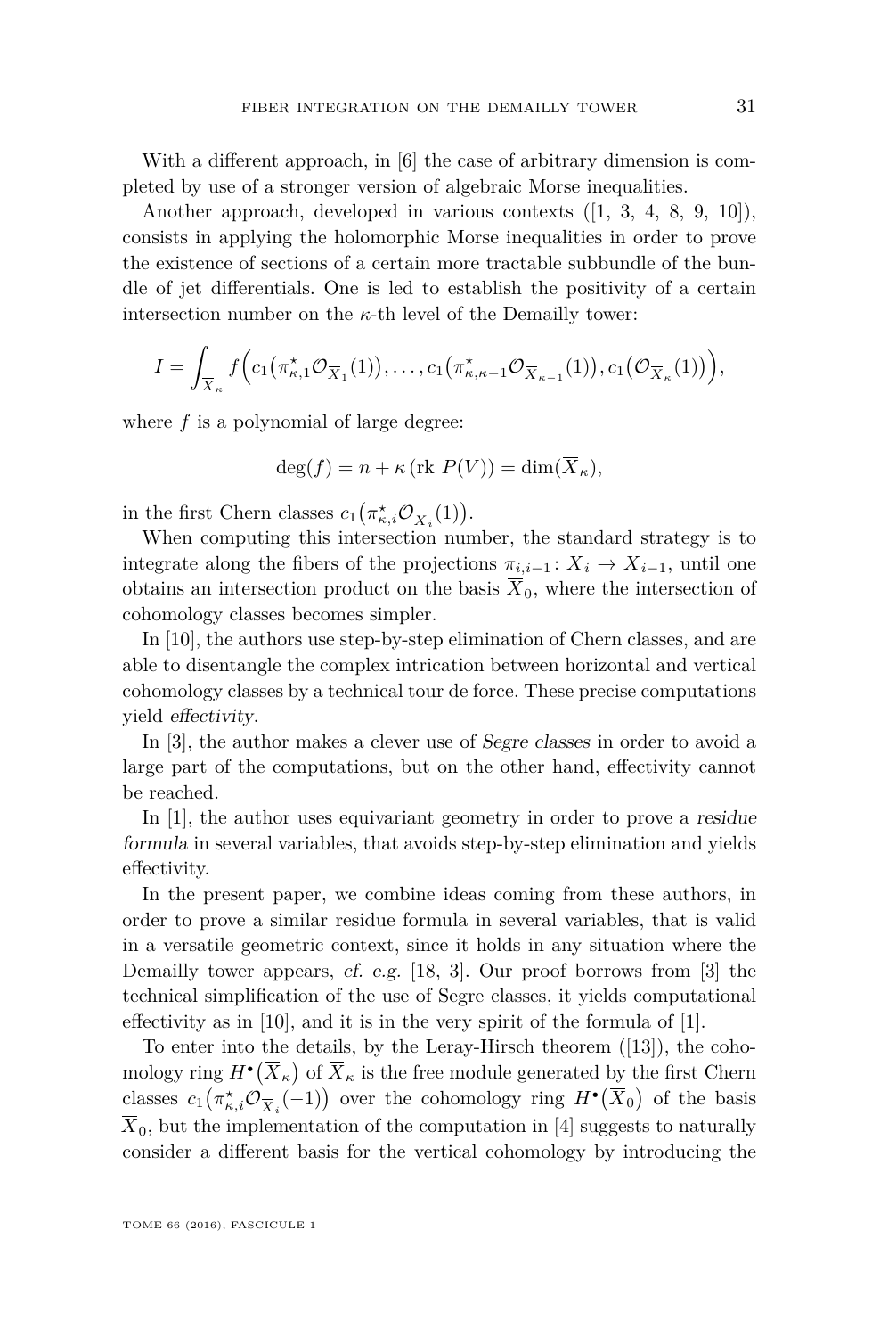With a different approach, in [6] the case of arbitrary dimension is completed by use of a stronger version of algebraic Morse inequalities.

Another approach, developed in various contexts ([1, 3, 4, 8, 9, 10]), consists in applying the holomorphic Morse inequalities in order to prove the existence of sections of a certain more tractable subbundle of the bundle of jet differentials. One is led to establish the positivity of a certain intersection number on the $\kappa$-th level of the Demailly tower:

$$I = \int_{\overline{X}_\kappa} f\Big(c_1\big(\pi^\star_{\kappa,1}\mathcal{O}_{\overline{X}_1}(1)\big), \dots, c_1\big(\pi^\star_{\kappa,\kappa-1}\mathcal{O}_{\overline{X}_{\kappa-1}}(1)\big), c_1\big(\mathcal{O}_{\overline{X}_\kappa}(1)\big)\Big),$$

where $f$ is a polynomial of large degree:

$$\deg(f) = n + \kappa\,(\text{rk } P(V)) = \dim(\overline{X}_\kappa),$$

in the first Chern classes $c_1\big(\pi^\star_{\kappa,i}\mathcal{O}_{\overline{X}_i}(1)\big)$.

When computing this intersection number, the standard strategy is to integrate along the fibers of the projections $\pi_{i,i-1}\colon \overline{X}_i \to \overline{X}_{i-1}$, until one obtains an intersection product on the basis $\overline{X}_0$, where the intersection of cohomology classes becomes simpler.

In [10], the authors use step-by-step elimination of Chern classes, and are able to disentangle the complex intrication between horizontal and vertical cohomology classes by a technical tour de force. These precise computations yield *effectivity*.

In [3], the author makes a clever use of *Segre classes* in order to avoid a large part of the computations, but on the other hand, effectivity cannot be reached.

In [1], the author uses equivariant geometry in order to prove a *residue formula* in several variables, that avoids step-by-step elimination and yields effectivity.

In the present paper, we combine ideas coming from these authors, in order to prove a similar residue formula in several variables, that is valid in a versatile geometric context, since it holds in any situation where the Demailly tower appears, *cf. e.g.* [18, 3]. Our proof borrows from [3] the technical simplification of the use of Segre classes, it yields computational effectivity as in [10], and it is in the very spirit of the formula of [1].

To enter into the details, by the Leray-Hirsch theorem ([13]), the cohomology ring $H^\bullet\big(\overline{X}_\kappa\big)$ of $\overline{X}_\kappa$ is the free module generated by the first Chern classes $c_1\big(\pi^\star_{\kappa,i}\mathcal{O}_{\overline{X}_i}(-1)\big)$ over the cohomology ring $H^\bullet\big(\overline{X}_0\big)$ of the basis $\overline{X}_0$, but the implementation of the computation in [4] suggests to naturally consider a different basis for the vertical cohomology by introducing the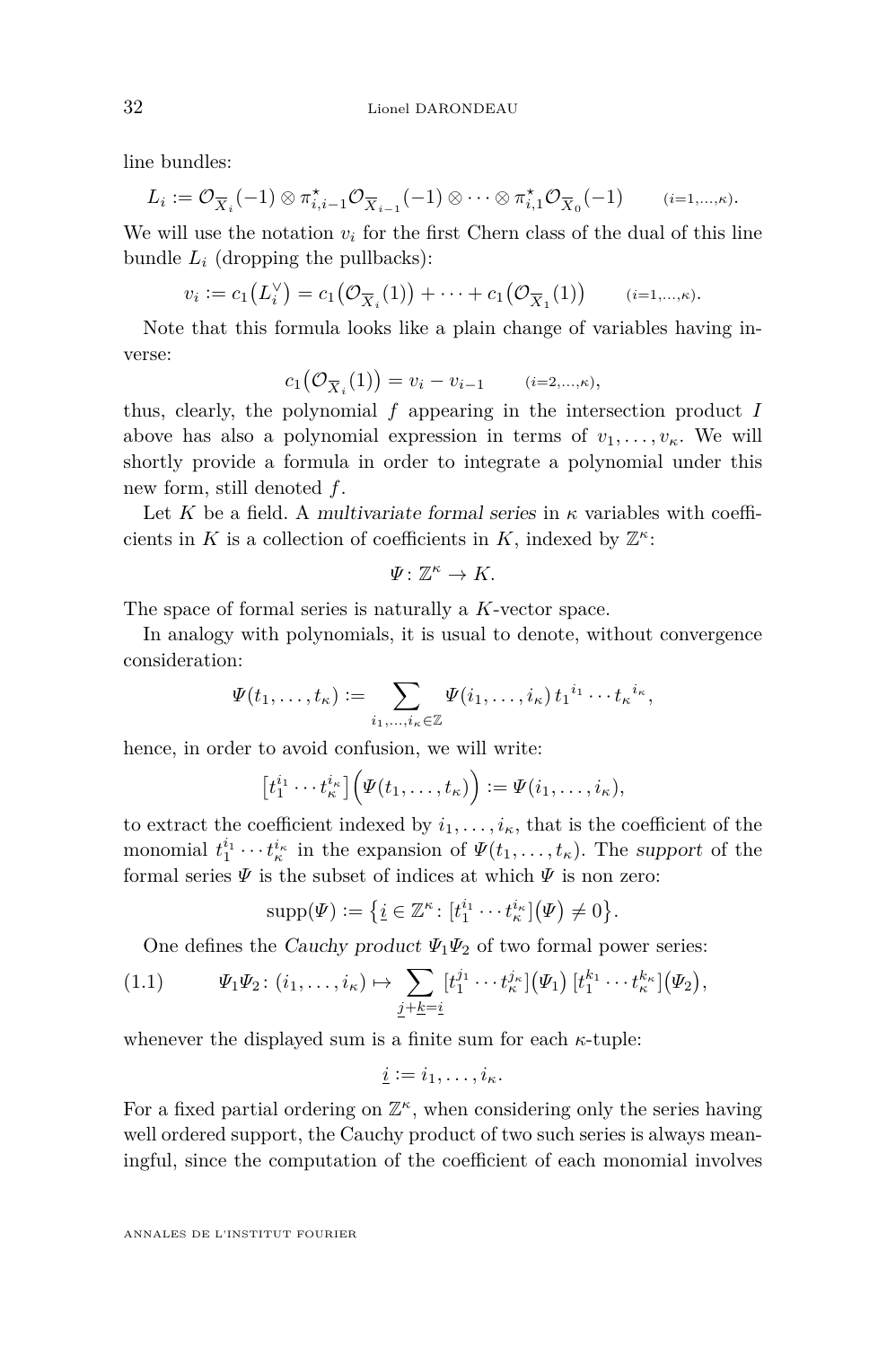line bundles:

$$L_i := \mathcal{O}_{\overline{X}_i}(-1) \otimes \pi_{i,i-1}^{\star}\mathcal{O}_{\overline{X}_{i-1}}(-1) \otimes \cdots \otimes \pi_{i,1}^{\star}\mathcal{O}_{\overline{X}_0}(-1) \qquad (i=1,\ldots,\kappa).$$

We will use the notation $v_i$ for the first Chern class of the dual of this line bundle $L_i$ (dropping the pullbacks):

$$v_i := c_1\big(L_i^{\vee}\big) = c_1\big(\mathcal{O}_{\overline{X}_i}(1)\big) + \cdots + c_1\big(\mathcal{O}_{\overline{X}_1}(1)\big) \qquad (i=1,\ldots,\kappa).$$

Note that this formula looks like a plain change of variables having inverse:

$$c_1\big(\mathcal{O}_{\overline{X}_i}(1)\big) = v_i - v_{i-1} \qquad (i=2,\ldots,\kappa),$$

thus, clearly, the polynomial $f$ appearing in the intersection product $I$ above has also a polynomial expression in terms of $v_1, \ldots, v_\kappa$. We will shortly provide a formula in order to integrate a polynomial under this new form, still denoted $f$.

Let $K$ be a field. A *multivariate formal series* in $\kappa$ variables with coefficients in $K$ is a collection of coefficients in $K$, indexed by $\mathbb{Z}^\kappa$:

$$\Psi \colon \mathbb{Z}^\kappa \to K.$$

The space of formal series is naturally a $K$-vector space.

In analogy with polynomials, it is usual to denote, without convergence consideration:

$$\Psi(t_1, \ldots, t_\kappa) := \sum_{i_1,\ldots,i_\kappa \in \mathbb{Z}} \Psi(i_1, \ldots, i_\kappa)\, {t_1}^{i_1} \cdots {t_\kappa}^{i_\kappa},$$

hence, in order to avoid confusion, we will write:

$$\big[t_1^{i_1} \cdots t_\kappa^{i_\kappa}\big]\Big(\Psi(t_1, \ldots, t_\kappa)\Big) := \Psi(i_1, \ldots, i_\kappa),$$

to extract the coefficient indexed by $i_1, \ldots, i_\kappa$, that is the coefficient of the monomial $t_1^{i_1} \cdots t_\kappa^{i_\kappa}$ in the expansion of $\Psi(t_1, \ldots, t_\kappa)$. The *support* of the formal series $\Psi$ is the subset of indices at which $\Psi$ is non zero:

$$\operatorname{supp}(\Psi) := \big\{\underline{i} \in \mathbb{Z}^\kappa \colon [t_1^{i_1} \cdots t_\kappa^{i_\kappa}]\big(\Psi\big) \neq 0\big\}.$$

One defines the *Cauchy product* $\Psi_1\Psi_2$ of two formal power series:

$$\Psi_1\Psi_2 \colon (i_1, \ldots, i_\kappa) \mapsto \sum_{\underline{j}+\underline{k}=\underline{i}} [t_1^{j_1} \cdots t_\kappa^{j_\kappa}]\big(\Psi_1\big)\, [t_1^{k_1} \cdots t_\kappa^{k_\kappa}]\big(\Psi_2\big), \tag{1.1}$$

whenever the displayed sum is a finite sum for each $\kappa$-tuple:

$$\underline{i} := i_1, \ldots, i_\kappa.$$

For a fixed partial ordering on $\mathbb{Z}^\kappa$, when considering only the series having well ordered support, the Cauchy product of two such series is always meaningful, since the computation of the coefficient of each monomial involves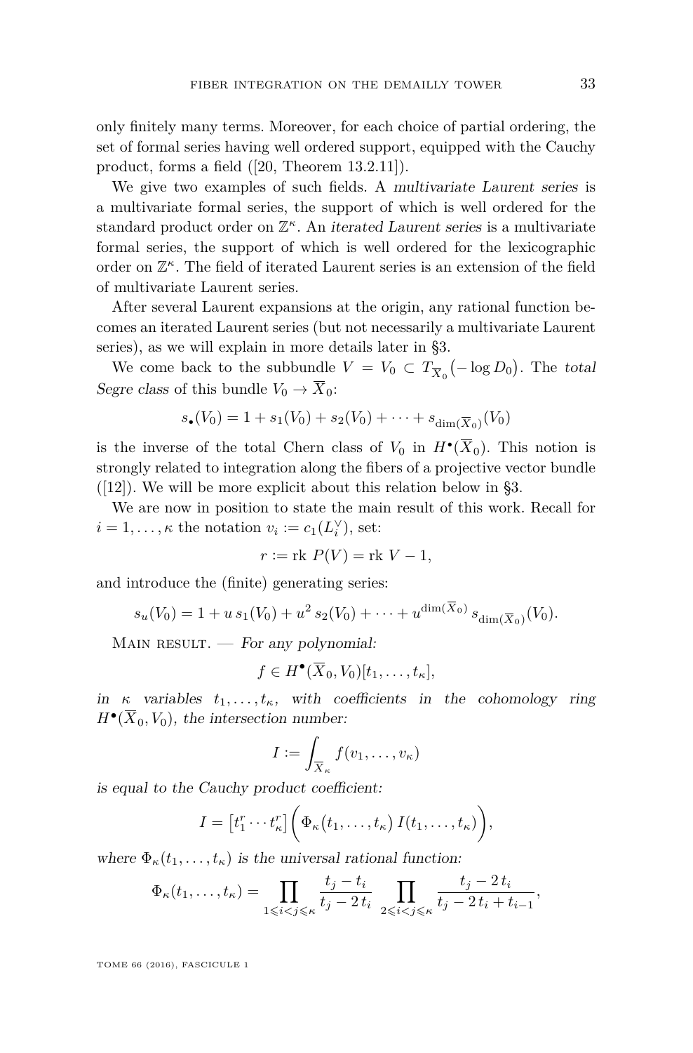only finitely many terms. Moreover, for each choice of partial ordering, the set of formal series having well ordered support, equipped with the Cauchy product, forms a field ([20, Theorem 13.2.11]).

We give two examples of such fields. A *multivariate Laurent series* is a multivariate formal series, the support of which is well ordered for the standard product order on $\mathbb{Z}^\kappa$. An *iterated Laurent series* is a multivariate formal series, the support of which is well ordered for the lexicographic order on $\mathbb{Z}^\kappa$. The field of iterated Laurent series is an extension of the field of multivariate Laurent series.

After several Laurent expansions at the origin, any rational function becomes an iterated Laurent series (but not necessarily a multivariate Laurent series), as we will explain in more details later in §3.

We come back to the subbundle $V = V_0 \subset T_{\overline{X}_0}\big(-\log D_0\big)$. The *total Segre class* of this bundle $V_0 \to \overline{X}_0$:

$$s_\bullet(V_0) = 1 + s_1(V_0) + s_2(V_0) + \cdots + s_{\dim(\overline{X}_0)}(V_0)$$

is the inverse of the total Chern class of $V_0$ in $H^\bullet(\overline{X}_0)$. This notion is strongly related to integration along the fibers of a projective vector bundle ([12]). We will be more explicit about this relation below in §3.

We are now in position to state the main result of this work. Recall for $i = 1, \ldots, \kappa$ the notation $v_i := c_1(L_i^\vee)$, set:

$$r := \operatorname{rk}\, P(V) = \operatorname{rk}\, V - 1,$$

and introduce the (finite) generating series:

$$s_u(V_0) = 1 + u\, s_1(V_0) + u^2\, s_2(V_0) + \cdots + u^{\dim(\overline{X}_0)}\, s_{\dim(\overline{X}_0)}(V_0).$$

Main result. — *For any polynomial:*

$$f \in H^\bullet(\overline{X}_0, V_0)[t_1, \ldots, t_\kappa],$$

*in $\kappa$ variables $t_1, \ldots, t_\kappa$, with coefficients in the cohomology ring $H^\bullet(\overline{X}_0, V_0)$, the intersection number:*

$$I := \int_{\overline{X}_\kappa} f(v_1, \ldots, v_\kappa)$$

*is equal to the Cauchy product coefficient:*

$$I = \big[t_1^r \cdots t_\kappa^r\big]\bigg(\Phi_\kappa\big(t_1, \ldots, t_\kappa\big)\, I(t_1, \ldots, t_\kappa)\bigg),$$

*where $\Phi_\kappa(t_1, \ldots, t_\kappa)$ is the universal rational function:*

$$\Phi_\kappa(t_1, \ldots, t_\kappa) = \prod_{1 \leqslant i < j \leqslant \kappa} \frac{t_j - t_i}{t_j - 2\, t_i} \prod_{2 \leqslant i < j \leqslant \kappa} \frac{t_j - 2\, t_i}{t_j - 2\, t_i + t_{i-1}},$$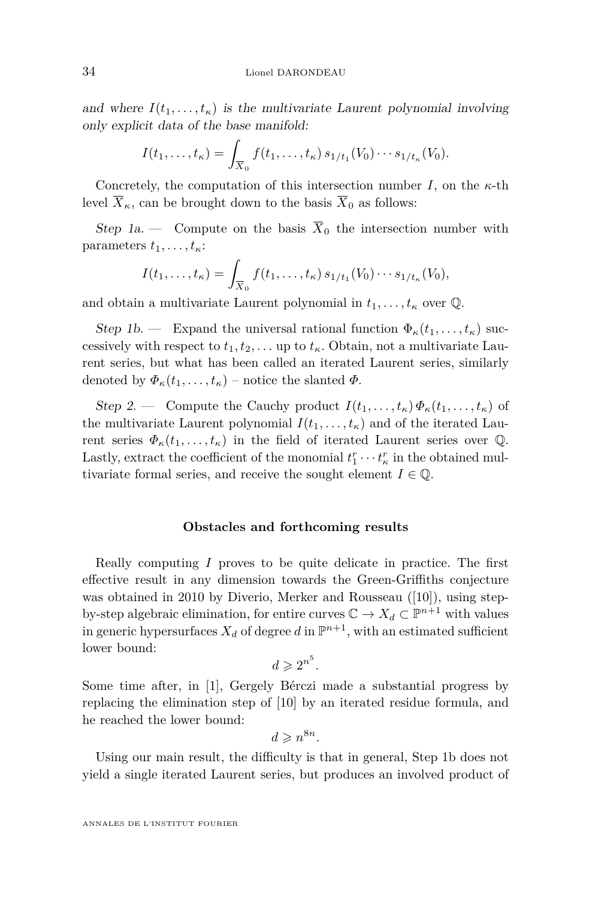*and where $I(t_1,\dots,t_\kappa)$ is the multivariate Laurent polynomial involving only explicit data of the base manifold:*

$$I(t_1,\dots,t_\kappa)=\int_{\overline{X}_0} f(t_1,\dots,t_\kappa)\, s_{1/t_1}(V_0)\cdots s_{1/t_\kappa}(V_0).$$

Concretely, the computation of this intersection number $I$, on the $\kappa$-th level $\overline{X}_\kappa$, can be brought down to the basis $\overline{X}_0$ as follows:

*Step 1a.* — Compute on the basis $\overline{X}_0$ the intersection number with parameters $t_1,\dots,t_\kappa$:

$$I(t_1,\dots,t_\kappa)=\int_{\overline{X}_0} f(t_1,\dots,t_\kappa)\, s_{1/t_1}(V_0)\cdots s_{1/t_\kappa}(V_0),$$

and obtain a multivariate Laurent polynomial in $t_1,\dots,t_\kappa$ over $\mathbb{Q}$.

*Step 1b.* — Expand the universal rational function $\Phi_\kappa(t_1,\dots,t_\kappa)$ successively with respect to $t_1,t_2,\dots$ up to $t_\kappa$. Obtain, not a multivariate Laurent series, but what has been called an iterated Laurent series, similarly denoted by $\mathit{\Phi}_\kappa(t_1,\dots,t_\kappa)$ – notice the slanted $\mathit{\Phi}$.

*Step 2.* — Compute the Cauchy product $I(t_1,\dots,t_\kappa)\,\mathit{\Phi}_\kappa(t_1,\dots,t_\kappa)$ of the multivariate Laurent polynomial $I(t_1,\dots,t_\kappa)$ and of the iterated Laurent series $\mathit{\Phi}_\kappa(t_1,\dots,t_\kappa)$ in the field of iterated Laurent series over $\mathbb{Q}$. Lastly, extract the coefficient of the monomial $t_1^r\cdots t_\kappa^r$ in the obtained multivariate formal series, and receive the sought element $I\in\mathbb{Q}$.

### Obstacles and forthcoming results

Really computing $I$ proves to be quite delicate in practice. The first effective result in any dimension towards the Green-Griffiths conjecture was obtained in 2010 by Diverio, Merker and Rousseau ([10]), using step-by-step algebraic elimination, for entire curves $\mathbb{C}\to X_d\subset\mathbb{P}^{n+1}$ with values in generic hypersurfaces $X_d$ of degree $d$ in $\mathbb{P}^{n+1}$, with an estimated sufficient lower bound:

$$d\geqslant 2^{n^5}.$$

Some time after, in [1], Gergely Bérczi made a substantial progress by replacing the elimination step of [10] by an iterated residue formula, and he reached the lower bound:

$$d\geqslant n^{8n}.$$

Using our main result, the difficulty is that in general, Step 1b does not yield a single iterated Laurent series, but produces an involved product of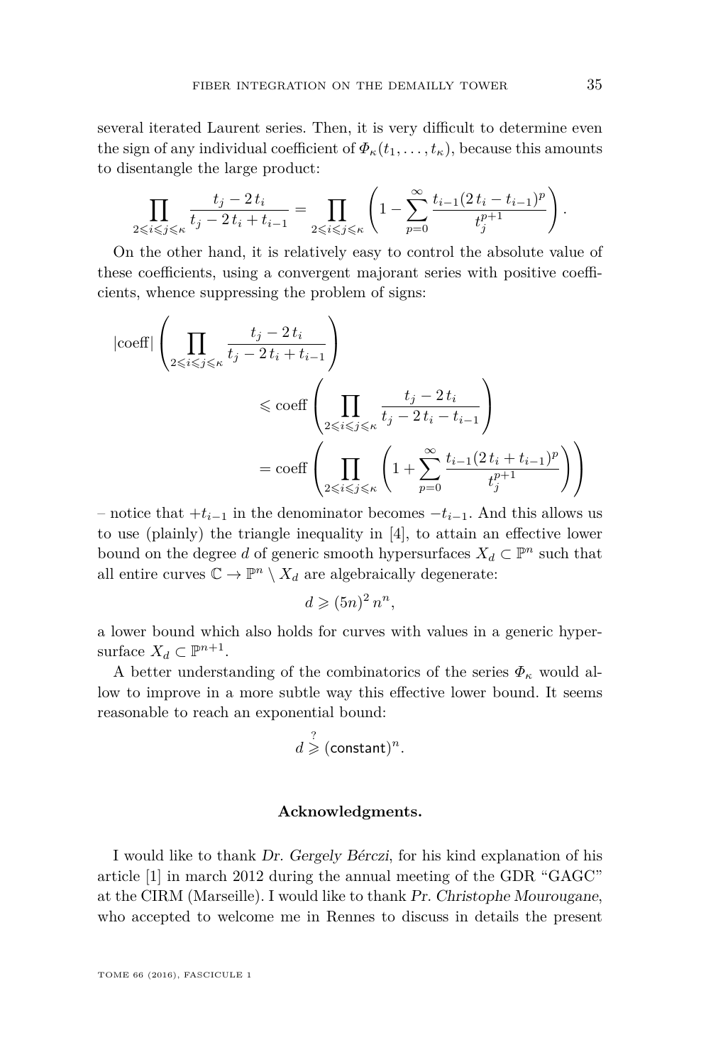several iterated Laurent series. Then, it is very difficult to determine even the sign of any individual coefficient of $\Phi_\kappa(t_1, \dots, t_\kappa)$, because this amounts to disentangle the large product:

$$\prod_{2\leqslant i\leqslant j\leqslant \kappa} \frac{t_j - 2\,t_i}{t_j - 2\,t_i + t_{i-1}} = \prod_{2\leqslant i\leqslant j\leqslant \kappa} \left(1 - \sum_{p=0}^{\infty} \frac{t_{i-1}(2\,t_i - t_{i-1})^p}{t_j^{p+1}}\right).$$

On the other hand, it is relatively easy to control the absolute value of these coefficients, using a convergent majorant series with positive coefficients, whence suppressing the problem of signs:

$$\begin{aligned}
|\text{coeff}| \left(\prod_{2\leqslant i\leqslant j\leqslant \kappa} \frac{t_j - 2\,t_i}{t_j - 2\,t_i + t_{i-1}}\right)
&\leqslant \text{coeff} \left(\prod_{2\leqslant i\leqslant j\leqslant \kappa} \frac{t_j - 2\,t_i}{t_j - 2\,t_i - t_{i-1}}\right) \\
&= \text{coeff} \left(\prod_{2\leqslant i\leqslant j\leqslant \kappa} \left(1 + \sum_{p=0}^{\infty} \frac{t_{i-1}(2\,t_i + t_{i-1})^p}{t_j^{p+1}}\right)\right)
\end{aligned}$$

– notice that $+t_{i-1}$ in the denominator becomes $-t_{i-1}$. And this allows us to use (plainly) the triangle inequality in [4], to attain an effective lower bound on the degree $d$ of generic smooth hypersurfaces $X_d \subset \mathbb{P}^n$ such that all entire curves $\mathbb{C} \to \mathbb{P}^n \setminus X_d$ are algebraically degenerate:

$$d \geqslant (5n)^2\, n^n,$$

a lower bound which also holds for curves with values in a generic hypersurface $X_d \subset \mathbb{P}^{n+1}$.

A better understanding of the combinatorics of the series $\Phi_\kappa$ would allow to improve in a more subtle way this effective lower bound. It seems reasonable to reach an exponential bound:

$$d \overset{?}{\geqslant} (\mathsf{constant})^n.$$

**Acknowledgments.**

I would like to thank *Dr. Gergely Bérczi*, for his kind explanation of his article [1] in march 2012 during the annual meeting of the GDR "GAGC" at the CIRM (Marseille). I would like to thank *Pr. Christophe Mourougane*, who accepted to welcome me in Rennes to discuss in details the present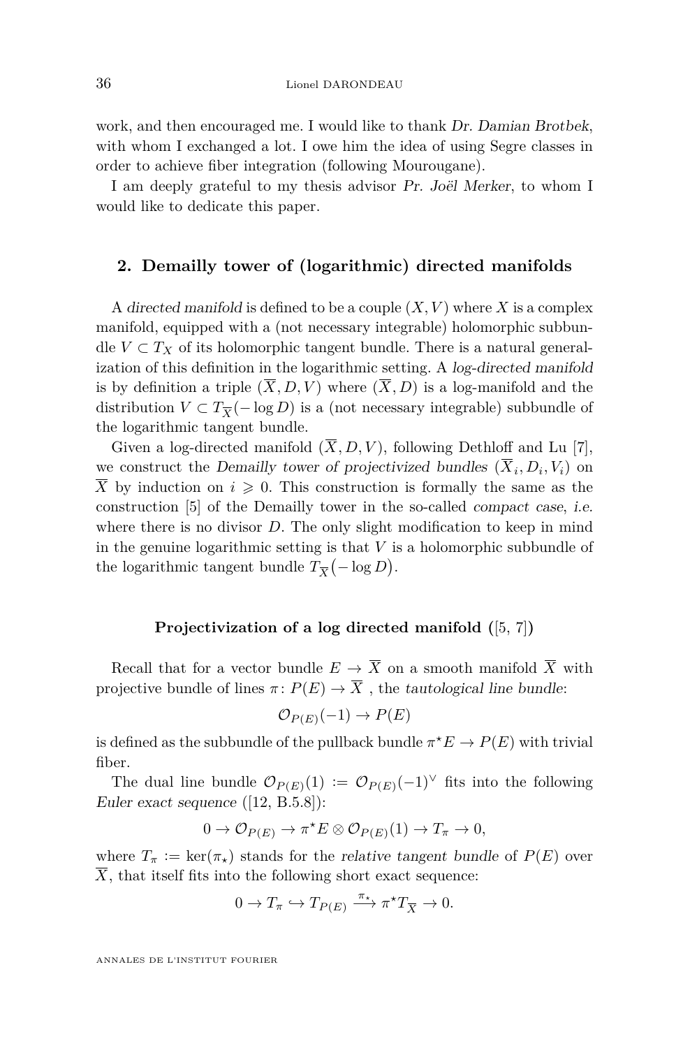work, and then encouraged me. I would like to thank *Dr. Damian Brotbek*, with whom I exchanged a lot. I owe him the idea of using Segre classes in order to achieve fiber integration (following Mourougane).

I am deeply grateful to my thesis advisor *Pr. Joël Merker*, to whom I would like to dedicate this paper.

## 2. Demailly tower of (logarithmic) directed manifolds

A *directed manifold* is defined to be a couple $(X, V)$ where $X$ is a complex manifold, equipped with a (not necessary integrable) holomorphic subbundle $V \subset T_X$ of its holomorphic tangent bundle. There is a natural generalization of this definition in the logarithmic setting. A *log-directed manifold* is by definition a triple $(\overline{X}, D, V)$ where $(\overline{X}, D)$ is a log-manifold and the distribution $V \subset T_{\overline{X}}(-\log D)$ is a (not necessary integrable) subbundle of the logarithmic tangent bundle.

Given a log-directed manifold $(\overline{X}, D, V)$, following Dethloff and Lu [7], we construct the *Demailly tower of projectivized bundles* $(\overline{X}_i, D_i, V_i)$ on $\overline{X}$ by induction on $i \geqslant 0$. This construction is formally the same as the construction [5] of the Demailly tower in the so-called *compact case*, *i.e.* where there is no divisor $D$. The only slight modification to keep in mind in the genuine logarithmic setting is that $V$ is a holomorphic subbundle of the logarithmic tangent bundle $T_{\overline{X}}\big(-\log D\big)$.

### Projectivization of a log directed manifold ([5, 7])

Recall that for a vector bundle $E \to \overline{X}$ on a smooth manifold $\overline{X}$ with projective bundle of lines $\pi \colon P(E) \to \overline{X}$ , the *tautological line bundle*:

$$\mathcal{O}_{P(E)}(-1) \to P(E)$$

is defined as the subbundle of the pullback bundle $\pi^{\star}E \to P(E)$ with trivial fiber.

The dual line bundle $\mathcal{O}_{P(E)}(1) := \mathcal{O}_{P(E)}(-1)^{\vee}$ fits into the following *Euler exact sequence* ([12, B.5.8]):

$$0 \to \mathcal{O}_{P(E)} \to \pi^{\star}E \otimes \mathcal{O}_{P(E)}(1) \to T_{\pi} \to 0,$$

where $T_{\pi} := \ker(\pi_{\star})$ stands for the *relative tangent bundle* of $P(E)$ over $\overline{X}$, that itself fits into the following short exact sequence:

$$0 \to T_{\pi} \hookrightarrow T_{P(E)} \xrightarrow{\pi_{\star}} \pi^{\star}T_{\overline{X}} \to 0.$$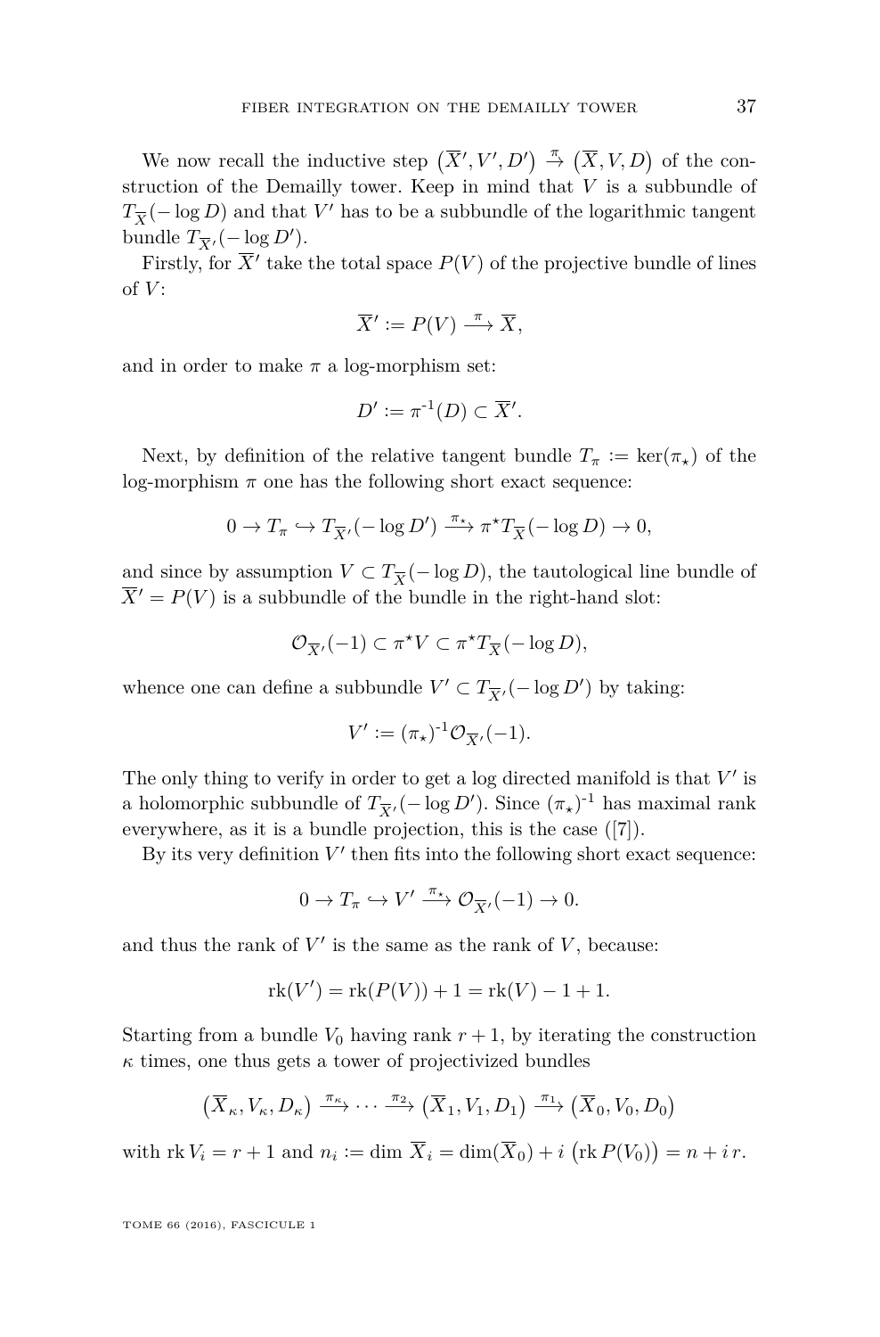We now recall the inductive step $\big(\overline{X}', V', D'\big) \overset{\pi}{\to} \big(\overline{X}, V, D\big)$ of the construction of the Demailly tower. Keep in mind that $V$ is a subbundle of $T_{\overline{X}}(-\log D)$ and that $V'$ has to be a subbundle of the logarithmic tangent bundle $T_{\overline{X}'}(-\log D')$.

Firstly, for $\overline{X}'$ take the total space $P(V)$ of the projective bundle of lines of $V$:

$$\overline{X}' := P(V) \overset{\pi}{\longrightarrow} \overline{X},$$

and in order to make $\pi$ a log-morphism set:

$$D' := \pi^{-1}(D) \subset \overline{X}'.$$

Next, by definition of the relative tangent bundle $T_\pi := \ker(\pi_\star)$ of the log-morphism $\pi$ one has the following short exact sequence:

$$0 \to T_\pi \hookrightarrow T_{\overline{X}'}(-\log D') \overset{\pi_\star}{\longrightarrow} \pi^\star T_{\overline{X}}(-\log D) \to 0,$$

and since by assumption $V \subset T_{\overline{X}}(-\log D)$, the tautological line bundle of $\overline{X}' = P(V)$ is a subbundle of the bundle in the right-hand slot:

$$\mathcal{O}_{\overline{X}'}(-1) \subset \pi^\star V \subset \pi^\star T_{\overline{X}}(-\log D),$$

whence one can define a subbundle $V' \subset T_{\overline{X}'}(-\log D')$ by taking:

$$V' := (\pi_\star)^{-1}\mathcal{O}_{\overline{X}'}(-1).$$

The only thing to verify in order to get a log directed manifold is that $V'$ is a holomorphic subbundle of $T_{\overline{X}'}(-\log D')$. Since $(\pi_\star)^{-1}$ has maximal rank everywhere, as it is a bundle projection, this is the case ([7]).

By its very definition $V'$ then fits into the following short exact sequence:

$$0 \to T_\pi \hookrightarrow V' \overset{\pi_\star}{\longrightarrow} \mathcal{O}_{\overline{X}'}(-1) \to 0.$$

and thus the rank of $V'$ is the same as the rank of $V$, because:

$$\mathrm{rk}(V') = \mathrm{rk}(P(V)) + 1 = \mathrm{rk}(V) - 1 + 1.$$

Starting from a bundle $V_0$ having rank $r+1$, by iterating the construction $\kappa$ times, one thus gets a tower of projectivized bundles

$$\big(\overline{X}_\kappa, V_\kappa, D_\kappa\big) \overset{\pi_\kappa}{\longrightarrow} \cdots \overset{\pi_2}{\longrightarrow} \big(\overline{X}_1, V_1, D_1\big) \overset{\pi_1}{\longrightarrow} \big(\overline{X}_0, V_0, D_0\big)$$

with $\mathrm{rk}\, V_i = r+1$ and $n_i := \dim \overline{X}_i = \dim(\overline{X}_0) + i\,\big(\mathrm{rk}\, P(V_0)\big) = n + i\, r$.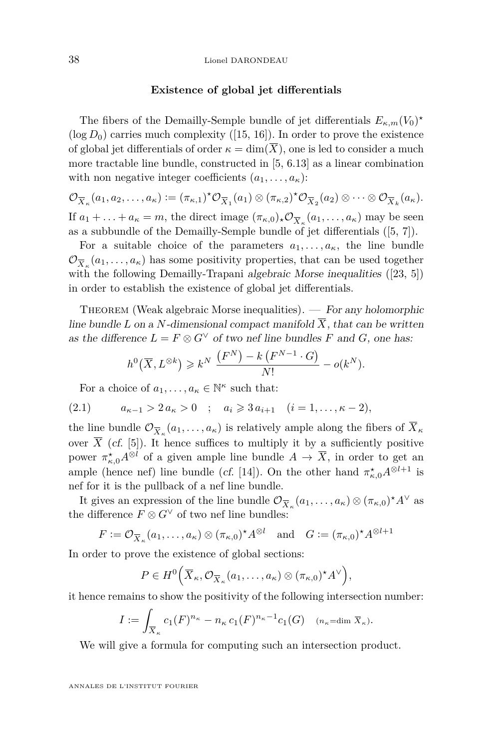### Existence of global jet differentials

The fibers of the Demailly-Semple bundle of jet differentials $E_{\kappa,m}(V_0)^\star(\log D_0)$ carries much complexity ([15, 16]). In order to prove the existence of global jet differentials of order $\kappa = \dim(\overline{X})$, one is led to consider a much more tractable line bundle, constructed in [5, 6.13] as a linear combination with non negative integer coefficients $(a_1, \ldots, a_\kappa)$:

$$\mathcal{O}_{\overline{X}_\kappa}(a_1, a_2, \ldots, a_\kappa) := (\pi_{\kappa,1})^\star \mathcal{O}_{\overline{X}_1}(a_1) \otimes (\pi_{\kappa,2})^\star \mathcal{O}_{\overline{X}_2}(a_2) \otimes \cdots \otimes \mathcal{O}_{\overline{X}_k}(a_\kappa).$$

If $a_1 + \ldots + a_\kappa = m$, the direct image $(\pi_{\kappa,0})_\star \mathcal{O}_{\overline{X}_\kappa}(a_1, \ldots, a_\kappa)$ may be seen as a subbundle of the Demailly-Semple bundle of jet differentials ([5, 7]).

For a suitable choice of the parameters $a_1, \ldots, a_\kappa$, the line bundle $\mathcal{O}_{\overline{X}_\kappa}(a_1, \ldots, a_\kappa)$ has some positivity properties, that can be used together with the following Demailly-Trapani *algebraic Morse inequalities* ([23, 5]) in order to establish the existence of global jet differentials.

Theorem (Weak algebraic Morse inequalities). — *For any holomorphic line bundle $L$ on a $N$-dimensional compact manifold $\overline{X}$, that can be written as the difference $L = F \otimes G^\vee$ of two nef line bundles $F$ and $G$, one has:*

$$h^0\big(\overline{X}, L^{\otimes k}\big) \geqslant k^N \, \frac{\big(F^N\big) - k\,\big(F^{N-1} \cdot G\big)}{N!} - o(k^N).$$

For a choice of $a_1, \ldots, a_\kappa \in \mathbb{N}^\kappa$ such that:

$$a_{\kappa-1} > 2\, a_\kappa > 0 \quad ; \quad a_i \geqslant 3\, a_{i+1} \quad (i = 1, \ldots, \kappa - 2), \tag{2.1}$$

the line bundle $\mathcal{O}_{\overline{X}_\kappa}(a_1, \ldots, a_\kappa)$ is relatively ample along the fibers of $\overline{X}_\kappa$ over $\overline{X}$ (*cf.* [5]). It hence suffices to multiply it by a sufficiently positive power $\pi_{\kappa,0}^\star A^{\otimes l}$ of a given ample line bundle $A \to \overline{X}$, in order to get an ample (hence nef) line bundle (*cf.* [14]). On the other hand $\pi_{\kappa,0}^\star A^{\otimes l+1}$ is nef for it is the pullback of a nef line bundle.

It gives an expression of the line bundle $\mathcal{O}_{\overline{X}_\kappa}(a_1, \ldots, a_\kappa) \otimes (\pi_{\kappa,0})^\star A^\vee$ as the difference $F \otimes G^\vee$ of two nef line bundles:

$$F := \mathcal{O}_{\overline{X}_\kappa}(a_1, \ldots, a_\kappa) \otimes (\pi_{\kappa,0})^\star A^{\otimes l} \quad \text{and} \quad G := (\pi_{\kappa,0})^\star A^{\otimes l+1}$$

In order to prove the existence of global sections:

$$P \in H^0\Big(\overline{X}_\kappa, \mathcal{O}_{\overline{X}_\kappa}(a_1, \ldots, a_\kappa) \otimes (\pi_{\kappa,0})^\star A^\vee\Big),$$

it hence remains to show the positivity of the following intersection number:

$$I := \int_{\overline{X}_\kappa} c_1(F)^{n_\kappa} - n_\kappa\, c_1(F)^{n_\kappa - 1} c_1(G) \quad {\scriptstyle (n_\kappa = \dim\, \overline{X}_\kappa)}.$$

We will give a formula for computing such an intersection product.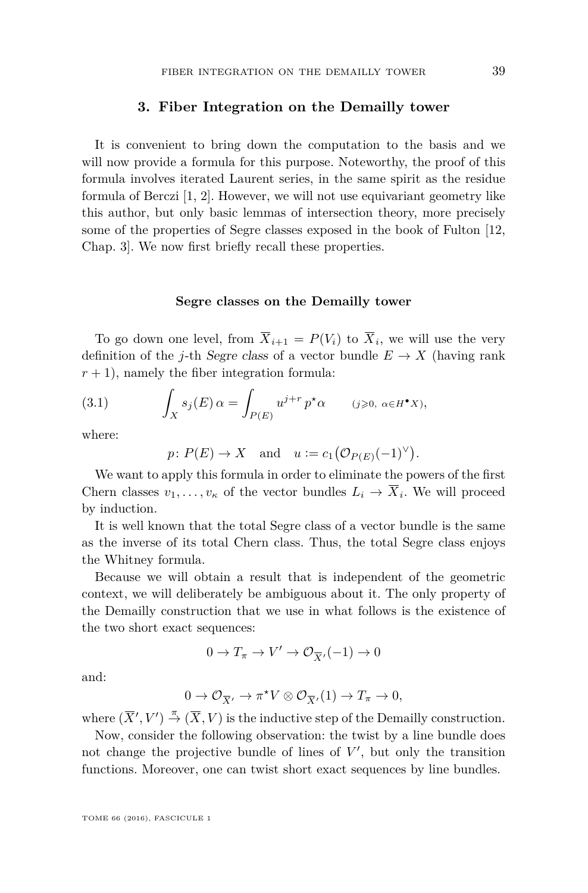## 3. Fiber Integration on the Demailly tower

It is convenient to bring down the computation to the basis and we will now provide a formula for this purpose. Noteworthy, the proof of this formula involves iterated Laurent series, in the same spirit as the residue formula of Berczi [1, 2]. However, we will not use equivariant geometry like this author, but only basic lemmas of intersection theory, more precisely some of the properties of Segre classes exposed in the book of Fulton [12, Chap. 3]. We now first briefly recall these properties.

### Segre classes on the Demailly tower

To go down one level, from $\overline{X}_{i+1} = P(V_i)$ to $\overline{X}_i$, we will use the very definition of the $j$-th *Segre class* of a vector bundle $E \to X$ (having rank $r+1$), namely the fiber integration formula:

$$\int_X s_j(E)\,\alpha = \int_{P(E)} u^{j+r}\,p^{\star}\alpha \qquad (j \geqslant 0,\ \alpha \in H^{\bullet}X), \tag{3.1}$$

where:

$$p\colon P(E) \to X \quad \text{and} \quad u := c_1\big(\mathcal{O}_{P(E)}(-1)^{\vee}\big).$$

We want to apply this formula in order to eliminate the powers of the first Chern classes $v_1, \ldots, v_\kappa$ of the vector bundles $L_i \to \overline{X}_i$. We will proceed by induction.

It is well known that the total Segre class of a vector bundle is the same as the inverse of its total Chern class. Thus, the total Segre class enjoys the Whitney formula.

Because we will obtain a result that is independent of the geometric context, we will deliberately be ambiguous about it. The only property of the Demailly construction that we use in what follows is the existence of the two short exact sequences:

$$0 \to T_\pi \to V' \to \mathcal{O}_{\overline{X}'}(-1) \to 0$$

and:

$$0 \to \mathcal{O}_{\overline{X}'} \to \pi^{\star}V \otimes \mathcal{O}_{\overline{X}'}(1) \to T_\pi \to 0,$$

where $(\overline{X}', V') \xrightarrow{\pi} (\overline{X}, V)$ is the inductive step of the Demailly construction.

Now, consider the following observation: the twist by a line bundle does not change the projective bundle of lines of $V'$, but only the transition functions. Moreover, one can twist short exact sequences by line bundles.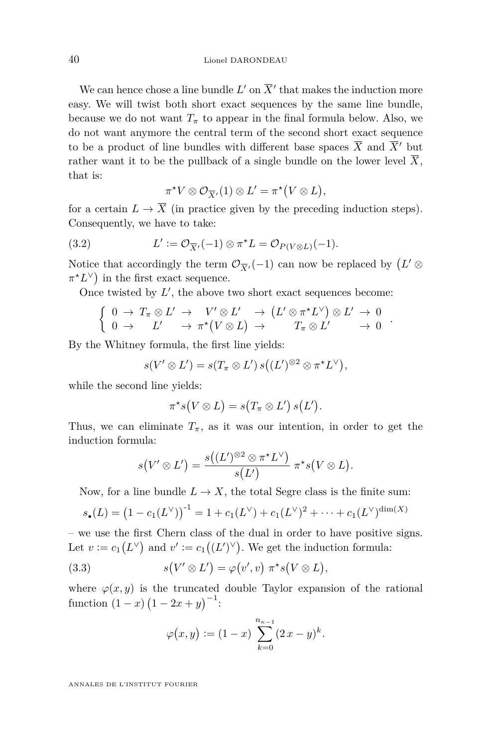We can hence chose a line bundle $L'$ on $\overline{X}'$ that makes the induction more easy. We will twist both short exact sequences by the same line bundle, because we do not want $T_\pi$ to appear in the final formula below. Also, we do not want anymore the central term of the second short exact sequence to be a product of line bundles with different base spaces $\overline{X}$ and $\overline{X}'$ but rather want it to be the pullback of a single bundle on the lower level $\overline{X}$, that is:

$$\pi^\star V \otimes \mathcal{O}_{\overline{X}'}(1) \otimes L' = \pi^\star\big(V \otimes L\big),$$

for a certain $L \to \overline{X}$ (in practice given by the preceding induction steps). Consequently, we have to take:

$$L' := \mathcal{O}_{\overline{X}'}(-1) \otimes \pi^\star L = \mathcal{O}_{P(V\otimes L)}(-1). \tag{3.2}$$

Notice that accordingly the term $\mathcal{O}_{\overline{X}'}(-1)$ can now be replaced by $\big(L' \otimes \pi^\star L^\vee\big)$ in the first exact sequence.

Once twisted by $L'$, the above two short exact sequences become:

$$\begin{cases} 0 \to T_\pi \otimes L' \to V' \otimes L' \to \big(L' \otimes \pi^\star L^\vee\big) \otimes L' \to 0 \\ 0 \to L' \to \pi^\star\big(V \otimes L\big) \to T_\pi \otimes L' \to 0 \end{cases}.$$

By the Whitney formula, the first line yields:

$$s(V' \otimes L') = s(T_\pi \otimes L')\, s\big((L')^{\otimes 2} \otimes \pi^\star L^\vee\big),$$

while the second line yields:

$$\pi^\star s\big(V \otimes L\big) = s\big(T_\pi \otimes L'\big)\, s\big(L'\big).$$

Thus, we can eliminate $T_\pi$, as it was our intention, in order to get the induction formula:

$$s\big(V' \otimes L'\big) = \frac{s\big((L')^{\otimes 2} \otimes \pi^\star L^\vee\big)}{s\big(L'\big)}\, \pi^\star s\big(V \otimes L\big).$$

Now, for a line bundle $L \to X$, the total Segre class is the finite sum:

$$s_\bullet(L) = \big(1 - c_1(L^\vee)\big)^{-1} = 1 + c_1(L^\vee) + c_1(L^\vee)^2 + \cdots + c_1(L^\vee)^{\dim(X)}$$

– we use the first Chern class of the dual in order to have positive signs. Let $v := c_1\big(L^\vee\big)$ and $v' := c_1\big((L')^\vee\big)$. We get the induction formula:

$$s\big(V' \otimes L'\big) = \varphi\big(v', v\big)\; \pi^\star s\big(V \otimes L\big), \tag{3.3}$$

where $\varphi(x, y)$ is the truncated double Taylor expansion of the rational function $(1 - x)\big(1 - 2x + y\big)^{-1}$:

$$\varphi\big(x, y\big) := (1 - x) \sum_{k=0}^{n_{\kappa-1}} (2\,x - y)^k.$$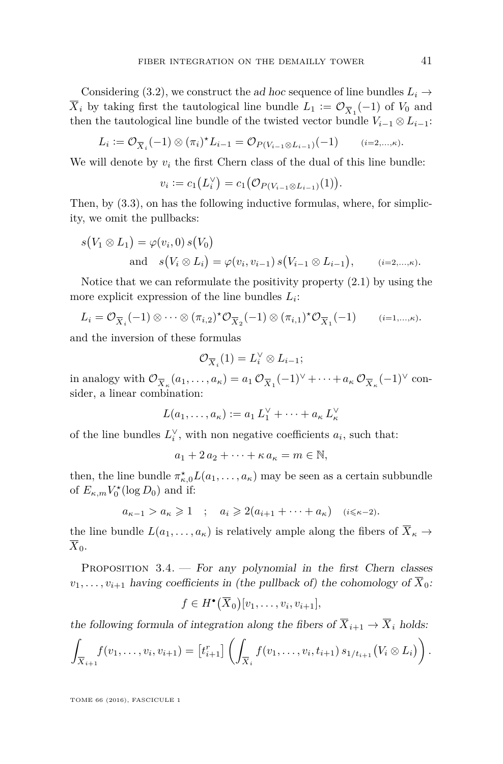Considering (3.2), we construct the *ad hoc* sequence of line bundles $L_i \to \overline{X}_i$ by taking first the tautological line bundle $L_1 := \mathcal{O}_{\overline{X}_1}(-1)$ of $V_0$ and then the tautological line bundle of the twisted vector bundle $V_{i-1} \otimes L_{i-1}$:

$$L_i := \mathcal{O}_{\overline{X}_i}(-1) \otimes (\pi_i)^\star L_{i-1} = \mathcal{O}_{P(V_{i-1}\otimes L_{i-1})}(-1) \qquad {\scriptstyle (i=2,\dots,\kappa)}.$$

We will denote by $v_i$ the first Chern class of the dual of this line bundle:

$$v_i := c_1\big(L_i^\vee\big) = c_1\big(\mathcal{O}_{P(V_{i-1}\otimes L_{i-1})}(1)\big).$$

Then, by (3.3), on has the following inductive formulas, where, for simplicity, we omit the pullbacks:

$$s\big(V_1 \otimes L_1\big) = \varphi(v_i, 0)\, s\big(V_0\big)$$
$$\text{and} \quad s\big(V_i \otimes L_i\big) = \varphi(v_i, v_{i-1})\, s\big(V_{i-1} \otimes L_{i-1}\big), \qquad {\scriptstyle (i=2,\dots,\kappa)}.$$

Notice that we can reformulate the positivity property (2.1) by using the more explicit expression of the line bundles $L_i$:

$$L_i = \mathcal{O}_{\overline{X}_i}(-1) \otimes \cdots \otimes (\pi_{i,2})^\star \mathcal{O}_{\overline{X}_2}(-1) \otimes (\pi_{i,1})^\star \mathcal{O}_{\overline{X}_1}(-1) \qquad {\scriptstyle (i=1,\dots,\kappa)}.$$

and the inversion of these formulas

$$\mathcal{O}_{\overline{X}_i}(1) = L_i^\vee \otimes L_{i-1};$$

in analogy with $\mathcal{O}_{\overline{X}_\kappa}(a_1, \dots, a_\kappa) = a_1\, \mathcal{O}_{\overline{X}_1}(-1)^\vee + \cdots + a_\kappa\, \mathcal{O}_{\overline{X}_\kappa}(-1)^\vee$ consider, a linear combination:

$$L(a_1, \dots, a_\kappa) := a_1\, L_1^\vee + \cdots + a_\kappa\, L_\kappa^\vee$$

of the line bundles $L_i^\vee$, with non negative coefficients $a_i$, such that:

$$a_1 + 2\, a_2 + \cdots + \kappa\, a_\kappa = m \in \mathbb{N},$$

then, the line bundle $\pi_{\kappa,0}^\star L(a_1, \dots, a_\kappa)$ may be seen as a certain subbundle of $E_{\kappa,m} V_0^\star(\log D_0)$ and if:

$$a_{\kappa-1} > a_\kappa \geqslant 1 \quad ; \quad a_i \geqslant 2(a_{i+1} + \cdots + a_\kappa) \quad {\scriptstyle (i \leqslant \kappa-2)}.$$

the line bundle $L(a_1, \dots, a_\kappa)$ is relatively ample along the fibers of $\overline{X}_\kappa \to \overline{X}_0$.

Proposition 3.4. — *For any polynomial in the first Chern classes $v_1, \dots, v_{i+1}$ having coefficients in (the pullback of) the cohomology of $\overline{X}_0$:*

$$f \in H^\bullet\big(\overline{X}_0\big)[v_1, \dots, v_i, v_{i+1}],$$

*the following formula of integration along the fibers of $\overline{X}_{i+1} \to \overline{X}_i$ holds:*

$$\int_{\overline{X}_{i+1}} f(v_1, \dots, v_i, v_{i+1}) = \big[t_{i+1}^r\big] \left( \int_{\overline{X}_i} f(v_1, \dots, v_i, t_{i+1})\, s_{1/t_{i+1}}\big(V_i \otimes L_i\big) \right).$$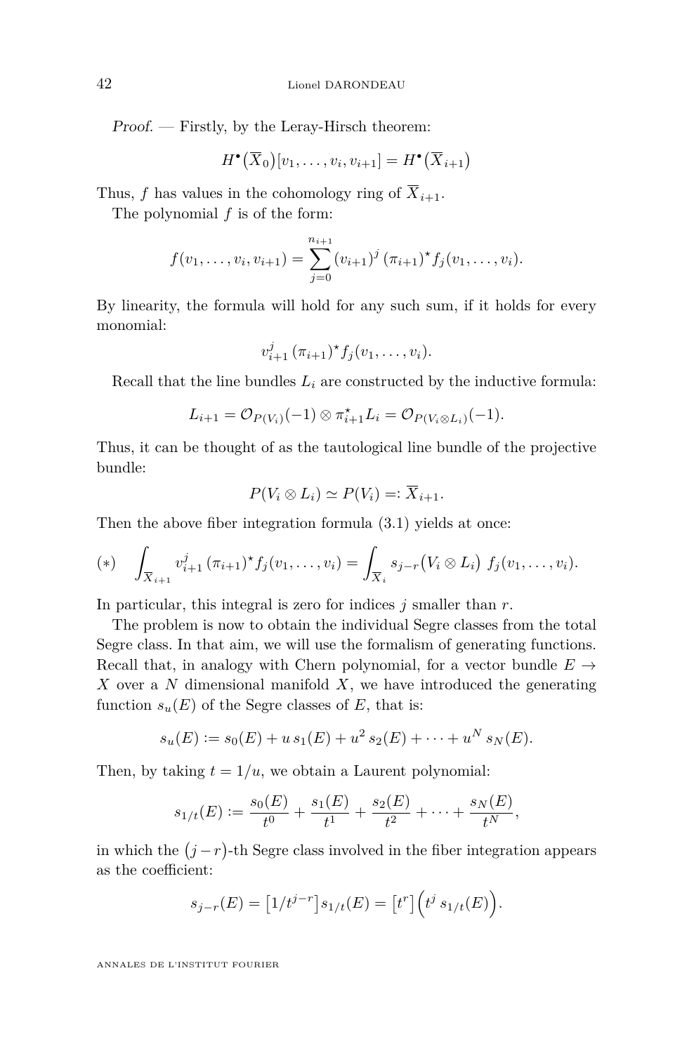*Proof.* — Firstly, by the Leray-Hirsch theorem:

$$H^\bullet\big(\overline{X}_0\big)[v_1,\dots,v_i,v_{i+1}] = H^\bullet\big(\overline{X}_{i+1}\big)$$

Thus, $f$ has values in the cohomology ring of $\overline{X}_{i+1}$.

The polynomial $f$ is of the form:

$$f(v_1,\dots,v_i,v_{i+1}) = \sum_{j=0}^{n_{i+1}} (v_{i+1})^j\,(\pi_{i+1})^\star f_j(v_1,\dots,v_i).$$

By linearity, the formula will hold for any such sum, if it holds for every monomial:

$$v_{i+1}^j\,(\pi_{i+1})^\star f_j(v_1,\dots,v_i).$$

Recall that the line bundles $L_i$ are constructed by the inductive formula:

$$L_{i+1} = \mathcal{O}_{P(V_i)}(-1)\otimes\pi_{i+1}^\star L_i = \mathcal{O}_{P(V_i\otimes L_i)}(-1).$$

Thus, it can be thought of as the tautological line bundle of the projective bundle:

$$P(V_i\otimes L_i)\simeq P(V_i) =: \overline{X}_{i+1}.$$

Then the above fiber integration formula (3.1) yields at once:

$$(*)\quad \int_{\overline{X}_{i+1}} v_{i+1}^j\,(\pi_{i+1})^\star f_j(v_1,\dots,v_i) = \int_{\overline{X}_i} s_{j-r}\big(V_i\otimes L_i\big)\;f_j(v_1,\dots,v_i).$$

In particular, this integral is zero for indices $j$ smaller than $r$.

The problem is now to obtain the individual Segre classes from the total Segre class. In that aim, we will use the formalism of generating functions. Recall that, in analogy with Chern polynomial, for a vector bundle $E\to X$ over a $N$ dimensional manifold $X$, we have introduced the generating function $s_u(E)$ of the Segre classes of $E$, that is:

$$s_u(E) := s_0(E) + u\,s_1(E) + u^2\,s_2(E) + \cdots + u^N\,s_N(E).$$

Then, by taking $t = 1/u$, we obtain a Laurent polynomial:

$$s_{1/t}(E) := \frac{s_0(E)}{t^0} + \frac{s_1(E)}{t^1} + \frac{s_2(E)}{t^2} + \cdots + \frac{s_N(E)}{t^N},$$

in which the $\big(j-r\big)$-th Segre class involved in the fiber integration appears as the coefficient:

$$s_{j-r}(E) = \big[1/t^{j-r}\big]\,s_{1/t}(E) = \big[t^r\big]\Big(t^j\,s_{1/t}(E)\Big).$$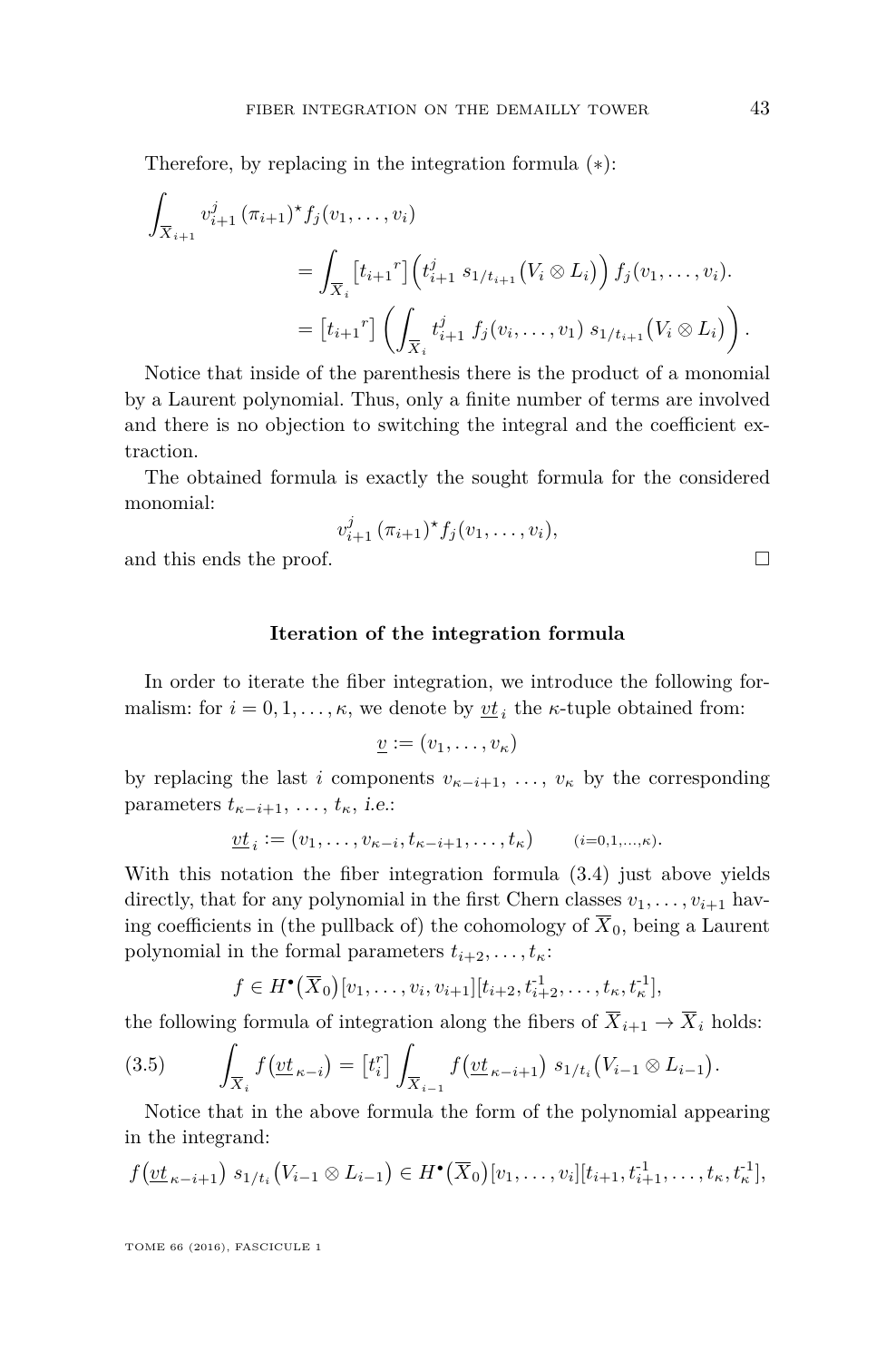Therefore, by replacing in the integration formula (∗):

$$\int_{\overline{X}_{i+1}} v_{i+1}^{j}\,(\pi_{i+1})^{\star} f_j(v_1,\dots,v_i)$$

$$= \int_{\overline{X}_i} \big[t_{i+1}{}^{r}\big]\Big(t_{i+1}^{j}\; s_{1/t_{i+1}}\big(V_i\otimes L_i\big)\Big)\, f_j(v_1,\dots,v_i).$$

$$= \big[t_{i+1}{}^{r}\big]\left(\int_{\overline{X}_i} t_{i+1}^{j}\; f_j(v_i,\dots,v_1)\; s_{1/t_{i+1}}\big(V_i\otimes L_i\big)\right).$$

Notice that inside of the parenthesis there is the product of a monomial by a Laurent polynomial. Thus, only a finite number of terms are involved and there is no objection to switching the integral and the coefficient extraction.

The obtained formula is exactly the sought formula for the considered monomial:

$$v_{i+1}^{j}\,(\pi_{i+1})^{\star} f_j(v_1,\dots,v_i),$$

and this ends the proof. □

**Iteration of the integration formula**

In order to iterate the fiber integration, we introduce the following formalism: for $i=0,1,\dots,\kappa$, we denote by $\underline{vt}_{\,i}$ the $\kappa$-tuple obtained from:

$$\underline{v} := (v_1,\dots,v_\kappa)$$

by replacing the last $i$ components $v_{\kappa-i+1},\ \dots,\ v_\kappa$ by the corresponding parameters $t_{\kappa-i+1},\ \dots,\ t_\kappa$, *i.e.*:

$$\underline{vt}_{\,i} := (v_1,\dots,v_{\kappa-i},t_{\kappa-i+1},\dots,t_\kappa) \qquad {\scriptstyle (i=0,1,\dots,\kappa)}.$$

With this notation the fiber integration formula (3.4) just above yields directly, that for any polynomial in the first Chern classes $v_1,\dots,v_{i+1}$ having coefficients in (the pullback of) the cohomology of $\overline{X}_0$, being a Laurent polynomial in the formal parameters $t_{i+2},\dots,t_\kappa$:

$$f\in H^{\bullet}\big(\overline{X}_0\big)[v_1,\dots,v_i,v_{i+1}][t_{i+2},t_{i+2}^{-1},\dots,t_\kappa,t_\kappa^{-1}],$$

the following formula of integration along the fibers of $\overline{X}_{i+1}\to\overline{X}_i$ holds:

$$\int_{\overline{X}_i} f\big(\underline{vt}_{\,\kappa-i}\big) = \big[t_i^{r}\big]\int_{\overline{X}_{i-1}} f\big(\underline{vt}_{\,\kappa-i+1}\big)\; s_{1/t_i}\big(V_{i-1}\otimes L_{i-1}\big). \tag{3.5}$$

Notice that in the above formula the form of the polynomial appearing in the integrand:

$$f\big(\underline{vt}_{\,\kappa-i+1}\big)\; s_{1/t_i}\big(V_{i-1}\otimes L_{i-1}\big)\in H^{\bullet}\big(\overline{X}_0\big)[v_1,\dots,v_i][t_{i+1},t_{i+1}^{-1},\dots,t_\kappa,t_\kappa^{-1}],$$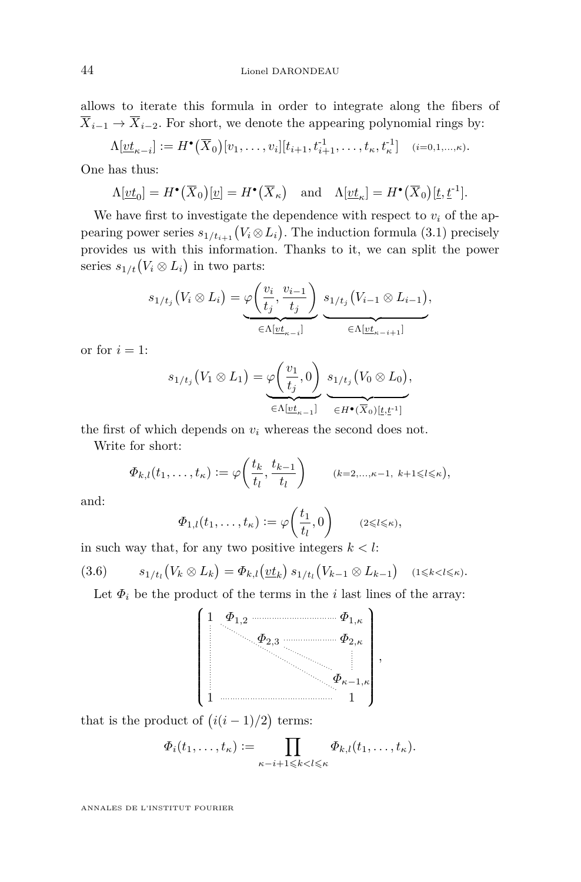allows to iterate this formula in order to integrate along the fibers of $\overline{X}_{i-1} \to \overline{X}_{i-2}$. For short, we denote the appearing polynomial rings by:

$$\Lambda[\underline{vt}_{\kappa-i}] := H^\bullet(\overline{X}_0)[v_1,\ldots,v_i][t_{i+1},t_{i+1}^{-1},\ldots,t_\kappa,t_\kappa^{-1}] \quad {\scriptstyle (i=0,1,\ldots,\kappa)}.$$

One has thus:

$$\Lambda[\underline{vt}_0] = H^\bullet(\overline{X}_0)[\underline{v}] = H^\bullet(\overline{X}_\kappa) \quad \text{and} \quad \Lambda[\underline{vt}_\kappa] = H^\bullet(\overline{X}_0)[\underline{t},\underline{t}^{-1}].$$

We have first to investigate the dependence with respect to $v_i$ of the appearing power series $s_{1/t_{i+1}}(V_i \otimes L_i)$. The induction formula (3.1) precisely provides us with this information. Thanks to it, we can split the power series $s_{1/t}(V_i \otimes L_i)$ in two parts:

$$s_{1/t_j}(V_i \otimes L_i) = \underbrace{\varphi\left(\frac{v_i}{t_j},\frac{v_{i-1}}{t_j}\right)}_{\in\Lambda[\underline{vt}_{\kappa-i}]} \underbrace{s_{1/t_j}(V_{i-1}\otimes L_{i-1})}_{\in\Lambda[\underline{vt}_{\kappa-i+1}]},$$

or for $i=1$:

$$s_{1/t_j}(V_1 \otimes L_1) = \underbrace{\varphi\left(\frac{v_1}{t_j},0\right)}_{\in\Lambda[\underline{vt}_{\kappa-1}]} \underbrace{s_{1/t_j}(V_0\otimes L_0)}_{\in H^\bullet(\overline{X}_0)[\underline{t},\underline{t}^{-1}]},$$

the first of which depends on $v_i$ whereas the second does not.

Write for short:

$$\Phi_{k,l}(t_1,\ldots,t_\kappa) := \varphi\left(\frac{t_k}{t_l},\frac{t_{k-1}}{t_l}\right) \qquad {\scriptstyle (k=2,\ldots,\kappa-1,\ k+1\leqslant l\leqslant\kappa)},$$

and:

$$\Phi_{1,l}(t_1,\ldots,t_\kappa) := \varphi\left(\frac{t_1}{t_l},0\right) \qquad {\scriptstyle (2\leqslant l\leqslant\kappa)},$$

in such way that, for any two positive integers $k<l$:

$$s_{1/t_l}(V_k\otimes L_k) = \Phi_{k,l}(\underline{vt}_k)\, s_{1/t_l}(V_{k-1}\otimes L_{k-1}) \quad {\scriptstyle (1\leqslant k<l\leqslant\kappa)}. \tag{3.6}$$

Let $\Phi_i$ be the product of the terms in the $i$ last lines of the array:

$$\begin{pmatrix} 1 & \Phi_{1,2} & \cdots & \cdots & \Phi_{1,\kappa} \\ \vdots & & \Phi_{2,3} & \cdots & \Phi_{2,\kappa} \\ \vdots & & & \ddots & \vdots \\ \vdots & & & & \Phi_{\kappa-1,\kappa} \\ 1 & \cdots & \cdots & \cdots & 1 \end{pmatrix},$$

that is the product of $\big(i(i-1)/2\big)$ terms:

$$\Phi_i(t_1,\ldots,t_\kappa) := \prod_{\kappa-i+1\leqslant k<l\leqslant\kappa} \Phi_{k,l}(t_1,\ldots,t_\kappa).$$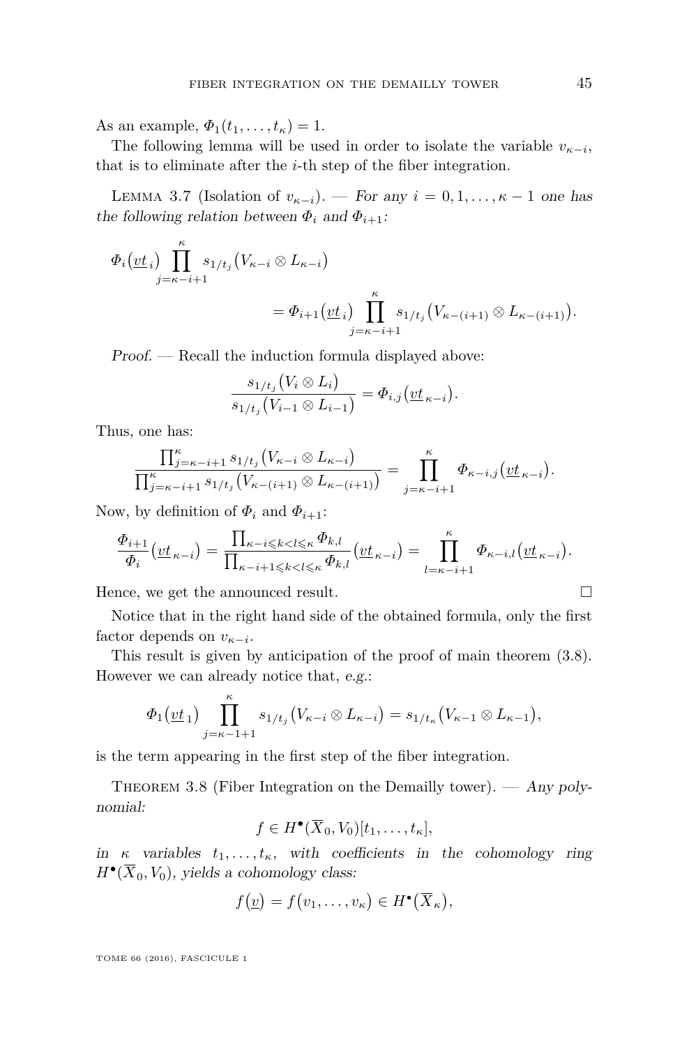As an example, $\Phi_1(t_1, \dots, t_\kappa) = 1$.

The following lemma will be used in order to isolate the variable $v_{\kappa-i}$, that is to eliminate after the $i$-th step of the fiber integration.

Lemma 3.7 (Isolation of $v_{\kappa-i}$). — *For any $i = 0, 1, \dots, \kappa-1$ one has the following relation between $\Phi_i$ and $\Phi_{i+1}$:*

$$\Phi_i\big(\underline{vt}_i\big) \prod_{j=\kappa-i+1}^{\kappa} s_{1/t_j}\big(V_{\kappa-i} \otimes L_{\kappa-i}\big) \\ = \Phi_{i+1}\big(\underline{vt}_i\big) \prod_{j=\kappa-i+1}^{\kappa} s_{1/t_j}\big(V_{\kappa-(i+1)} \otimes L_{\kappa-(i+1)}\big).$$

*Proof.* — Recall the induction formula displayed above:

$$\frac{s_{1/t_j}\big(V_i \otimes L_i\big)}{s_{1/t_j}\big(V_{i-1} \otimes L_{i-1}\big)} = \Phi_{i,j}\big(\underline{vt}_{\kappa-i}\big).$$

Thus, one has:

$$\frac{\prod_{j=\kappa-i+1}^{\kappa} s_{1/t_j}\big(V_{\kappa-i} \otimes L_{\kappa-i}\big)}{\prod_{j=\kappa-i+1}^{\kappa} s_{1/t_j}\big(V_{\kappa-(i+1)} \otimes L_{\kappa-(i+1)}\big)} = \prod_{j=\kappa-i+1}^{\kappa} \Phi_{\kappa-i,j}\big(\underline{vt}_{\kappa-i}\big).$$

Now, by definition of $\Phi_i$ and $\Phi_{i+1}$:

$$\frac{\Phi_{i+1}}{\Phi_i}\big(\underline{vt}_{\kappa-i}\big) = \frac{\prod_{\kappa-i \leqslant k < l \leqslant \kappa} \Phi_{k,l}}{\prod_{\kappa-i+1 \leqslant k < l \leqslant \kappa} \Phi_{k,l}}\big(\underline{vt}_{\kappa-i}\big) = \prod_{l=\kappa-i+1}^{\kappa} \Phi_{\kappa-i,l}\big(\underline{vt}_{\kappa-i}\big).$$

Hence, we get the announced result. □

Notice that in the right hand side of the obtained formula, only the first factor depends on $v_{\kappa-i}$.

This result is given by anticipation of the proof of main theorem (3.8). However we can already notice that, *e.g.*:

$$\Phi_1\big(\underline{vt}_1\big) \prod_{j=\kappa-1+1}^{\kappa} s_{1/t_j}\big(V_{\kappa-i} \otimes L_{\kappa-i}\big) = s_{1/t_\kappa}\big(V_{\kappa-1} \otimes L_{\kappa-1}\big),$$

is the term appearing in the first step of the fiber integration.

Theorem 3.8 (Fiber Integration on the Demailly tower). — *Any polynomial:*

$$f \in H^\bullet(\overline{X}_0, V_0)[t_1, \dots, t_\kappa],$$

*in $\kappa$ variables $t_1, \dots, t_\kappa$, with coefficients in the cohomology ring $H^\bullet(\overline{X}_0, V_0)$, yields a cohomology class:*

$$f\big(\underline{v}\big) = f\big(v_1, \dots, v_\kappa\big) \in H^\bullet\big(\overline{X}_\kappa\big),$$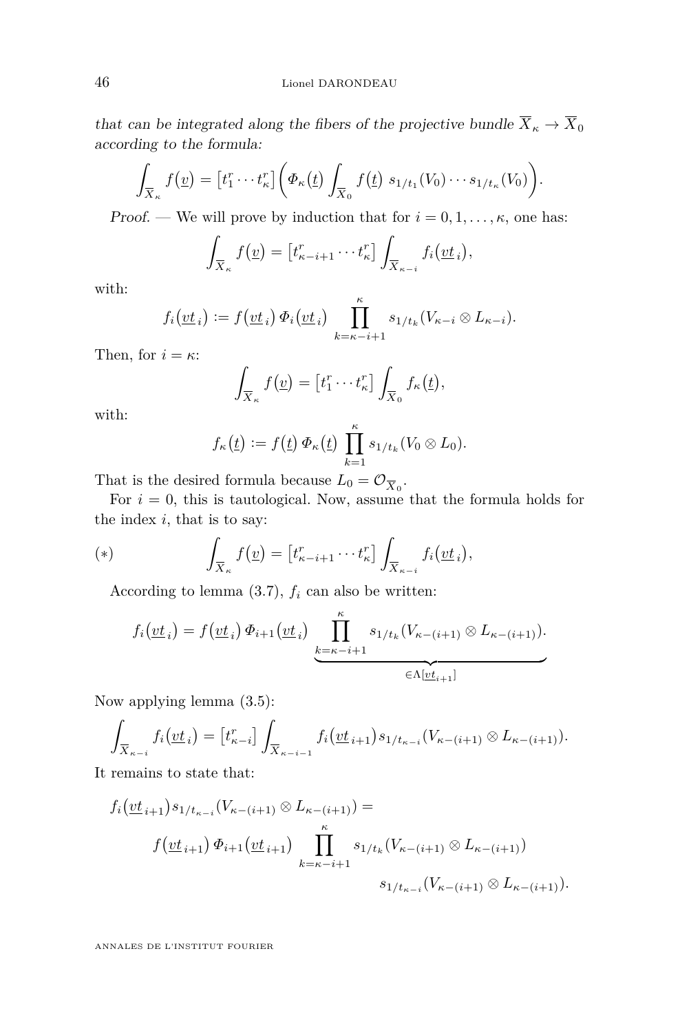*that can be integrated along the fibers of the projective bundle $\overline{X}_\kappa \to \overline{X}_0$ according to the formula:*

$$\int_{\overline{X}_\kappa} f\big(\underline{v}\big) = \big[t_1^r \cdots t_\kappa^r\big]\bigg(\Phi_\kappa\big(\underline{t}\big) \int_{\overline{X}_0} f\big(\underline{t}\big)\ s_{1/t_1}(V_0)\cdots s_{1/t_\kappa}(V_0)\bigg).$$

*Proof.* — We will prove by induction that for $i = 0, 1, \ldots, \kappa$, one has:

$$\int_{\overline{X}_\kappa} f\big(\underline{v}\big) = \big[t_{\kappa-i+1}^r \cdots t_\kappa^r\big] \int_{\overline{X}_{\kappa-i}} f_i\big(\underline{vt}_i\big),$$

with:

$$f_i\big(\underline{vt}_i\big) := f\big(\underline{vt}_i\big)\, \Phi_i\big(\underline{vt}_i\big) \prod_{k=\kappa-i+1}^{\kappa} s_{1/t_k}(V_{\kappa-i} \otimes L_{\kappa-i}).$$

Then, for $i = \kappa$:

$$\int_{\overline{X}_\kappa} f\big(\underline{v}\big) = \big[t_1^r \cdots t_\kappa^r\big] \int_{\overline{X}_0} f_\kappa\big(\underline{t}\big),$$

with:

$$f_\kappa\big(\underline{t}\big) := f\big(\underline{t}\big)\, \Phi_\kappa\big(\underline{t}\big) \prod_{k=1}^{\kappa} s_{1/t_k}(V_0 \otimes L_0).$$

That is the desired formula because $L_0 = \mathcal{O}_{\overline{X}_0}$.

For $i = 0$, this is tautological. Now, assume that the formula holds for the index $i$, that is to say:

$$(*) \qquad \int_{\overline{X}_\kappa} f\big(\underline{v}\big) = \big[t_{\kappa-i+1}^r \cdots t_\kappa^r\big] \int_{\overline{X}_{\kappa-i}} f_i\big(\underline{vt}_i\big),$$

According to lemma (3.7), $f_i$ can also be written:

$$f_i\big(\underline{vt}_i\big) = f\big(\underline{vt}_i\big)\, \Phi_{i+1}\big(\underline{vt}_i\big) \underbrace{\prod_{k=\kappa-i+1}^{\kappa} s_{1/t_k}(V_{\kappa-(i+1)} \otimes L_{\kappa-(i+1)})}_{\in \Lambda[\underline{vt}_{i+1}]}.$$

Now applying lemma (3.5):

$$\int_{\overline{X}_{\kappa-i}} f_i\big(\underline{vt}_i\big) = \big[t_{\kappa-i}^r\big] \int_{\overline{X}_{\kappa-i-1}} f_i\big(\underline{vt}_{i+1}\big) s_{1/t_{\kappa-i}}(V_{\kappa-(i+1)} \otimes L_{\kappa-(i+1)}).$$

It remains to state that:

$$\begin{aligned} f_i\big(\underline{vt}_{i+1}\big) s_{1/t_{\kappa-i}}(V_{\kappa-(i+1)} \otimes L_{\kappa-(i+1)}) &= \\ f\big(\underline{vt}_{i+1}\big)\, \Phi_{i+1}\big(\underline{vt}_{i+1}\big) &\prod_{k=\kappa-i+1}^{\kappa} s_{1/t_k}(V_{\kappa-(i+1)} \otimes L_{\kappa-(i+1)}) \\ &\qquad s_{1/t_{\kappa-i}}(V_{\kappa-(i+1)} \otimes L_{\kappa-(i+1)}). \end{aligned}$$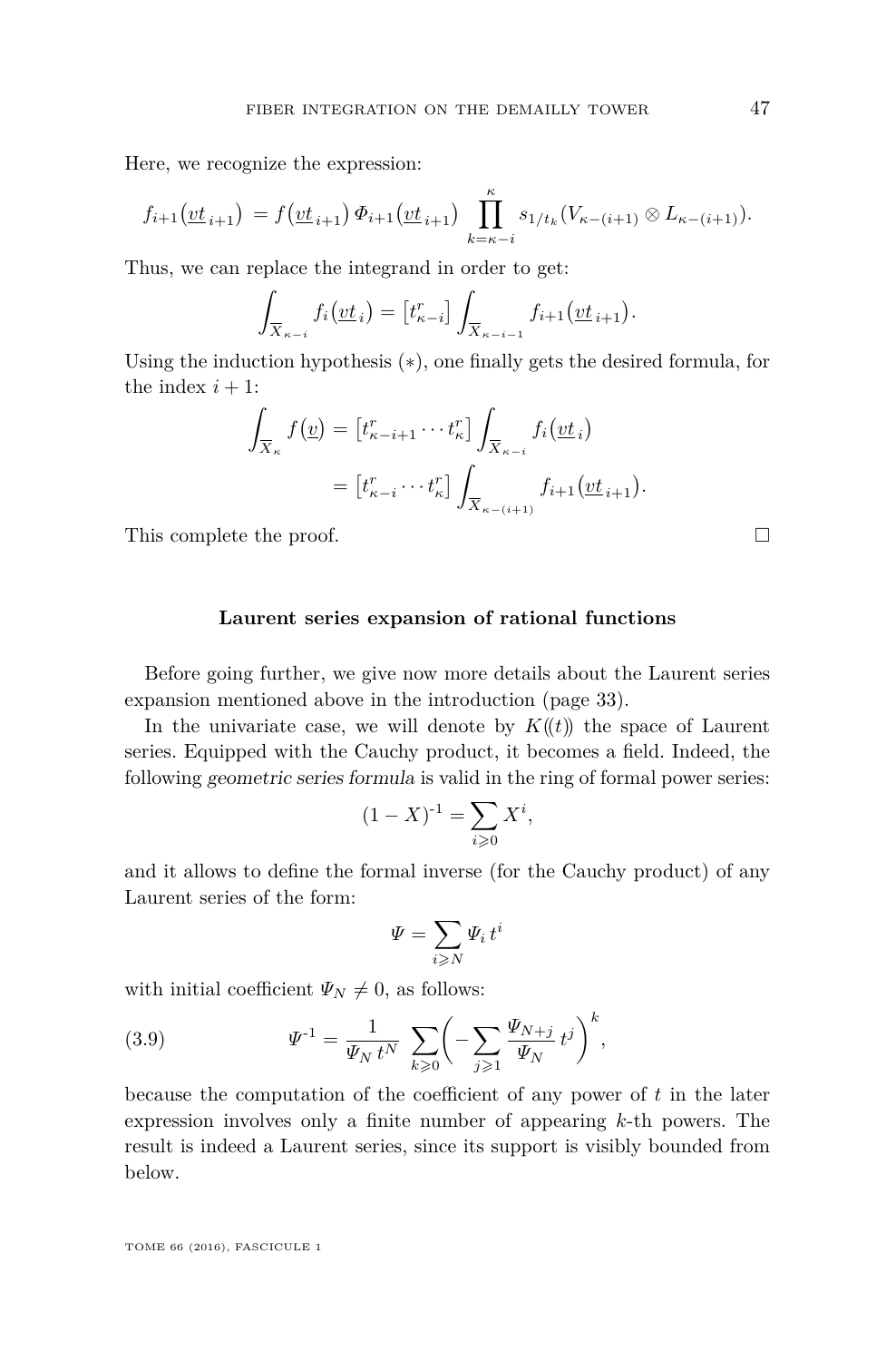Here, we recognize the expression:

$$f_{i+1}\big(\underline{vt}_{\,i+1}\big) \;= f\big(\underline{vt}_{\,i+1}\big)\,\Phi_{i+1}\big(\underline{vt}_{\,i+1}\big) \prod_{k=\kappa-i}^{\kappa} s_{1/t_k}(V_{\kappa-(i+1)} \otimes L_{\kappa-(i+1)}).$$

Thus, we can replace the integrand in order to get:

$$\int_{\overline{X}_{\kappa-i}} f_i\big(\underline{vt}_{\,i}\big) = \big[t_{\kappa-i}^{r}\big] \int_{\overline{X}_{\kappa-i-1}} f_{i+1}\big(\underline{vt}_{\,i+1}\big).$$

Using the induction hypothesis $(*)$, one finally gets the desired formula, for the index $i+1$:

$$\begin{aligned}\int_{\overline{X}_{\kappa}} f\big(\underline{v}\big) &= \big[t_{\kappa-i+1}^{r}\cdots t_{\kappa}^{r}\big] \int_{\overline{X}_{\kappa-i}} f_i\big(\underline{vt}_{\,i}\big) \\ &= \big[t_{\kappa-i}^{r}\cdots t_{\kappa}^{r}\big] \int_{\overline{X}_{\kappa-(i+1)}} f_{i+1}\big(\underline{vt}_{\,i+1}\big).\end{aligned}$$

This complete the proof. □

### Laurent series expansion of rational functions

Before going further, we give now more details about the Laurent series expansion mentioned above in the introduction (page 33).

In the univariate case, we will denote by $K(\!(t)\!)$ the space of Laurent series. Equipped with the Cauchy product, it becomes a field. Indeed, the following *geometric series formula* is valid in the ring of formal power series:

$$(1-X)^{-1} = \sum_{i\geqslant 0} X^i,$$

and it allows to define the formal inverse (for the Cauchy product) of any Laurent series of the form:

$$\Psi = \sum_{i\geqslant N} \Psi_i\, t^i$$

with initial coefficient $\Psi_N \neq 0$, as follows:

$$\Psi^{-1} = \frac{1}{\Psi_N\, t^N} \sum_{k\geqslant 0} \bigg( -\sum_{j\geqslant 1} \frac{\Psi_{N+j}}{\Psi_N}\, t^j \bigg)^{k}, \tag{3.9}$$

because the computation of the coefficient of any power of $t$ in the later expression involves only a finite number of appearing $k$-th powers. The result is indeed a Laurent series, since its support is visibly bounded from below.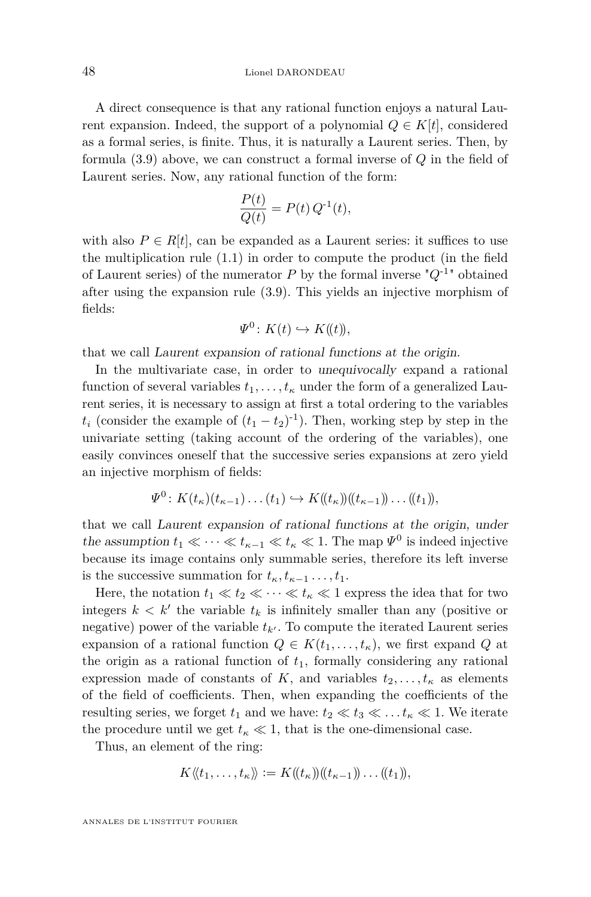A direct consequence is that any rational function enjoys a natural Laurent expansion. Indeed, the support of a polynomial $Q \in K[t]$, considered as a formal series, is finite. Thus, it is naturally a Laurent series. Then, by formula (3.9) above, we can construct a formal inverse of $Q$ in the field of Laurent series. Now, any rational function of the form:

$$\frac{P(t)}{Q(t)} = P(t)\, Q^{-1}(t),$$

with also $P \in R[t]$, can be expanded as a Laurent series: it suffices to use the multiplication rule (1.1) in order to compute the product (in the field of Laurent series) of the numerator $P$ by the formal inverse "$Q^{-1}$" obtained after using the expansion rule (3.9). This yields an injective morphism of fields:

$$\Psi^0 \colon K(t) \hookrightarrow K(\!(t)\!),$$

that we call *Laurent expansion of rational functions at the origin*.

In the multivariate case, in order to *unequivocally* expand a rational function of several variables $t_1, \ldots, t_\kappa$ under the form of a generalized Laurent series, it is necessary to assign at first a total ordering to the variables $t_i$ (consider the example of $(t_1 - t_2)^{-1}$). Then, working step by step in the univariate setting (taking account of the ordering of the variables), one easily convinces oneself that the successive series expansions at zero yield an injective morphism of fields:

$$\Psi^0 \colon K(t_\kappa)(t_{\kappa-1})\ldots(t_1) \hookrightarrow K(\!(t_\kappa)\!)(\!(t_{\kappa-1})\!)\ldots(\!(t_1)\!),$$

that we call *Laurent expansion of rational functions at the origin, under the assumption* $t_1 \ll \cdots \ll t_{\kappa-1} \ll t_\kappa \ll 1$. The map $\Psi^0$ is indeed injective because its image contains only summable series, therefore its left inverse is the successive summation for $t_\kappa, t_{\kappa-1} \ldots, t_1$.

Here, the notation $t_1 \ll t_2 \ll \cdots \ll t_\kappa \ll 1$ express the idea that for two integers $k < k'$ the variable $t_k$ is infinitely smaller than any (positive or negative) power of the variable $t_{k'}$. To compute the iterated Laurent series expansion of a rational function $Q \in K(t_1, \ldots, t_\kappa)$, we first expand $Q$ at the origin as a rational function of $t_1$, formally considering any rational expression made of constants of $K$, and variables $t_2, \ldots, t_\kappa$ as elements of the field of coefficients. Then, when expanding the coefficients of the resulting series, we forget $t_1$ and we have: $t_2 \ll t_3 \ll \ldots t_\kappa \ll 1$. We iterate the procedure until we get $t_\kappa \ll 1$, that is the one-dimensional case.

Thus, an element of the ring:

$$K\langle\!\langle t_1, \ldots, t_\kappa \rangle\!\rangle := K(\!(t_\kappa)\!)(\!(t_{\kappa-1})\!)\ldots(\!(t_1)\!),$$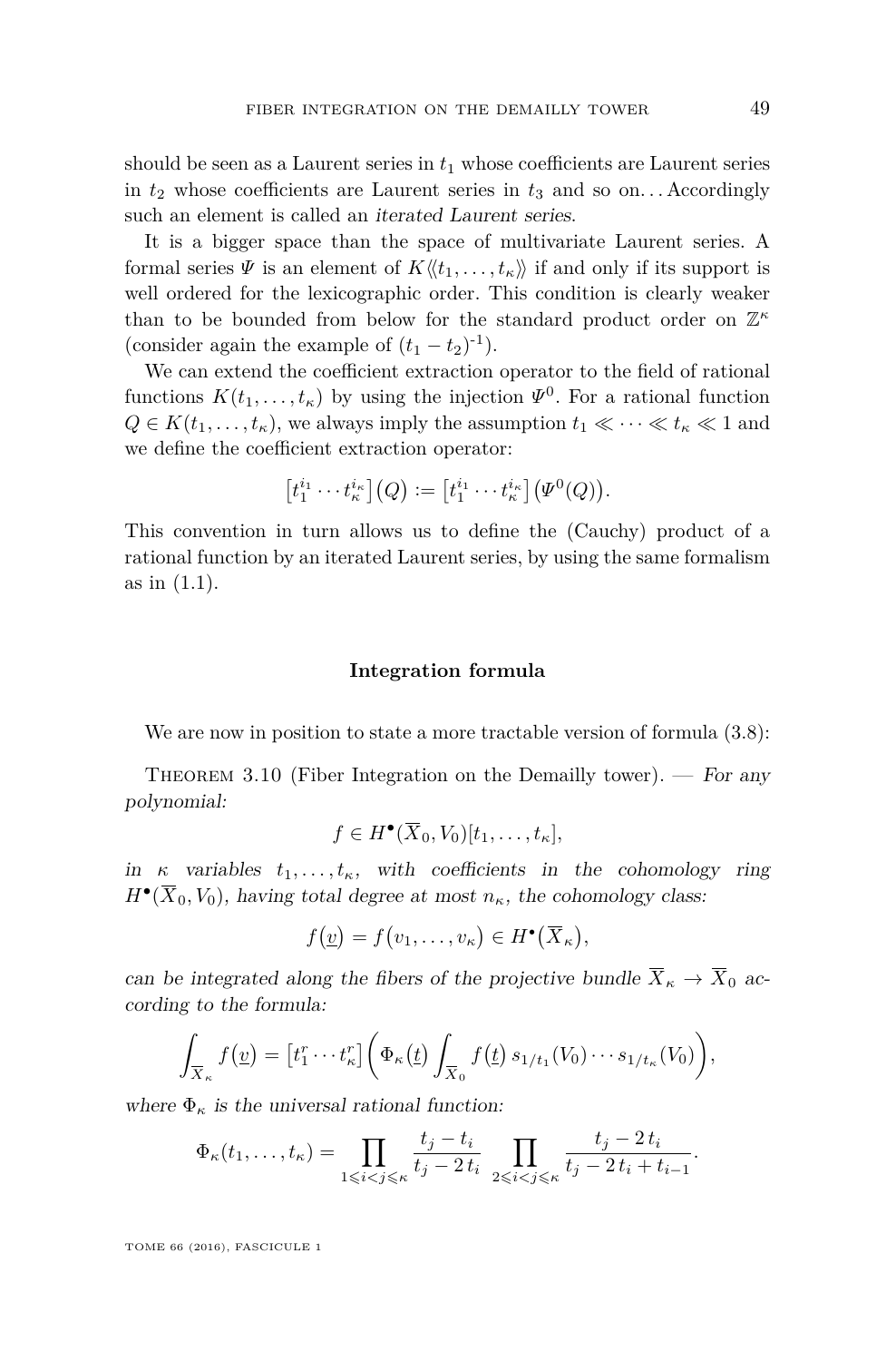should be seen as a Laurent series in $t_1$ whose coefficients are Laurent series in $t_2$ whose coefficients are Laurent series in $t_3$ and so on… Accordingly such an element is called an *iterated Laurent series*.

It is a bigger space than the space of multivariate Laurent series. A formal series $\Psi$ is an element of $K\langle\langle t_1, \dots, t_\kappa\rangle\rangle$ if and only if its support is well ordered for the lexicographic order. This condition is clearly weaker than to be bounded from below for the standard product order on $\mathbb{Z}^\kappa$ (consider again the example of $(t_1 - t_2)^{-1}$).

We can extend the coefficient extraction operator to the field of rational functions $K(t_1, \dots, t_\kappa)$ by using the injection $\Psi^0$. For a rational function $Q \in K(t_1, \dots, t_\kappa)$, we always imply the assumption $t_1 \ll \cdots \ll t_\kappa \ll 1$ and we define the coefficient extraction operator:

$$\big[t_1^{i_1} \cdots t_\kappa^{i_\kappa}\big]\big(Q\big) := \big[t_1^{i_1} \cdots t_\kappa^{i_\kappa}\big]\big(\Psi^0(Q)\big).$$

This convention in turn allows us to define the (Cauchy) product of a rational function by an iterated Laurent series, by using the same formalism as in (1.1).

### Integration formula

We are now in position to state a more tractable version of formula (3.8):

Theorem 3.10 (Fiber Integration on the Demailly tower). — *For any polynomial:*

$$f \in H^\bullet(\overline{X}_0, V_0)[t_1, \dots, t_\kappa],$$

*in $\kappa$ variables $t_1, \dots, t_\kappa$, with coefficients in the cohomology ring $H^\bullet(\overline{X}_0, V_0)$, having total degree at most $n_\kappa$, the cohomology class:*

$$f\big(\underline{v}\big) = f\big(v_1, \dots, v_\kappa\big) \in H^\bullet\big(\overline{X}_\kappa\big),$$

*can be integrated along the fibers of the projective bundle $\overline{X}_\kappa \to \overline{X}_0$ according to the formula:*

$$\int_{\overline{X}_\kappa} f\big(\underline{v}\big) = \big[t_1^r \cdots t_\kappa^r\big]\bigg(\Phi_\kappa\big(\underline{t}\big) \int_{\overline{X}_0} f\big(\underline{t}\big)\, s_{1/t_1}(V_0) \cdots s_{1/t_\kappa}(V_0)\bigg),$$

*where $\Phi_\kappa$ is the universal rational function:*

$$\Phi_\kappa(t_1, \dots, t_\kappa) = \prod_{1 \leqslant i < j \leqslant \kappa} \frac{t_j - t_i}{t_j - 2\,t_i} \prod_{2 \leqslant i < j \leqslant \kappa} \frac{t_j - 2\,t_i}{t_j - 2\,t_i + t_{i-1}}.$$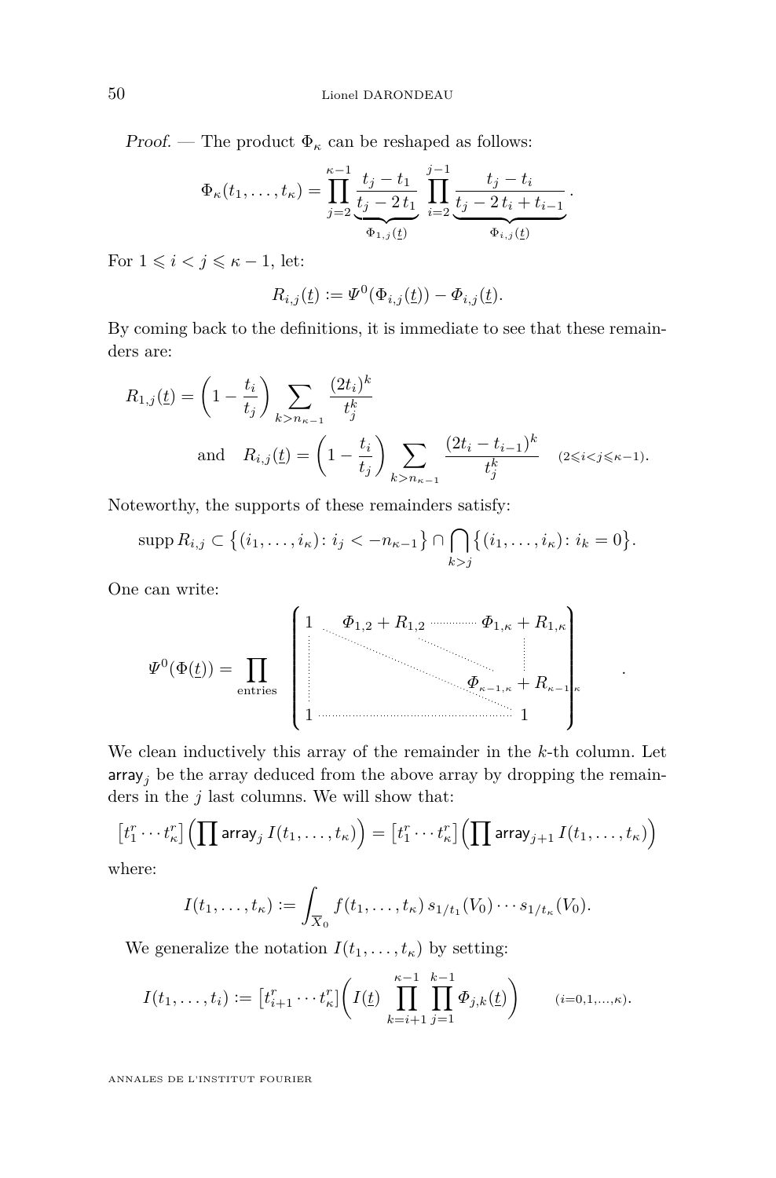*Proof.* — The product $\Phi_\kappa$ can be reshaped as follows:

$$\Phi_\kappa(t_1,\ldots,t_\kappa) = \prod_{j=2}^{\kappa-1} \underbrace{\frac{t_j - t_1}{t_j - 2\,t_1}}_{\Phi_{1,j}(\underline{t})} \prod_{i=2}^{j-1} \underbrace{\frac{t_j - t_i}{t_j - 2\,t_i + t_{i-1}}}_{\Phi_{i,j}(\underline{t})}.$$

For $1 \leqslant i < j \leqslant \kappa - 1$, let:

$$R_{i,j}(\underline{t}) := \Psi^0(\Phi_{i,j}(\underline{t})) - \Phi_{i,j}(\underline{t}).$$

By coming back to the definitions, it is immediate to see that these remainders are:

$$R_{1,j}(\underline{t}) = \left(1 - \frac{t_i}{t_j}\right) \sum_{k > n_{\kappa-1}} \frac{(2t_i)^k}{t_j^k}$$

$$\text{and} \quad R_{i,j}(\underline{t}) = \left(1 - \frac{t_i}{t_j}\right) \sum_{k > n_{\kappa-1}} \frac{(2t_i - t_{i-1})^k}{t_j^k} \quad {\scriptstyle (2 \leqslant i < j \leqslant \kappa-1)}.$$

Noteworthy, the supports of these remainders satisfy:

$$\operatorname{supp} R_{i,j} \subset \big\{(i_1,\ldots,i_\kappa) \colon i_j < -n_{\kappa-1}\big\} \cap \bigcap_{k>j} \big\{(i_1,\ldots,i_\kappa) \colon i_k = 0\big\}.$$

One can write:

$$\Psi^0(\Phi(\underline{t})) = \prod_{\text{entries}} \begin{pmatrix} 1 & \Phi_{1,2} + R_{1,2} & \cdots & \Phi_{1,\kappa} + R_{1,\kappa} \\ \vdots & & \ddots & \vdots \\ & & & \Phi_{\kappa-1,\kappa} + R_{\kappa-1,\kappa} \\ 1 & \cdots & \cdots & 1 \end{pmatrix}.$$

We clean inductively this array of the remainder in the $k$-th column. Let $\mathsf{array}_j$ be the array deduced from the above array by dropping the remainders in the $j$ last columns. We will show that:

$$\big[t_1^r \cdots t_\kappa^r\big]\Big(\prod \mathsf{array}_j\, I(t_1,\ldots,t_\kappa)\Big) = \big[t_1^r \cdots t_\kappa^r\big]\Big(\prod \mathsf{array}_{j+1}\, I(t_1,\ldots,t_\kappa)\Big)$$

where:

$$I(t_1,\ldots,t_\kappa) := \int_{\overline{X}_0} f(t_1,\ldots,t_\kappa)\, s_{1/t_1}(V_0) \cdots s_{1/t_\kappa}(V_0).$$

We generalize the notation $I(t_1,\ldots,t_\kappa)$ by setting:

$$I(t_1,\ldots,t_i) := \big[t_{i+1}^r \cdots t_\kappa^r\big]\bigg(I(\underline{t}) \prod_{k=i+1}^{\kappa-1} \prod_{j=1}^{k-1} \Phi_{j,k}(\underline{t})\bigg) \qquad {\scriptstyle (i=0,1,\ldots,\kappa)}.$$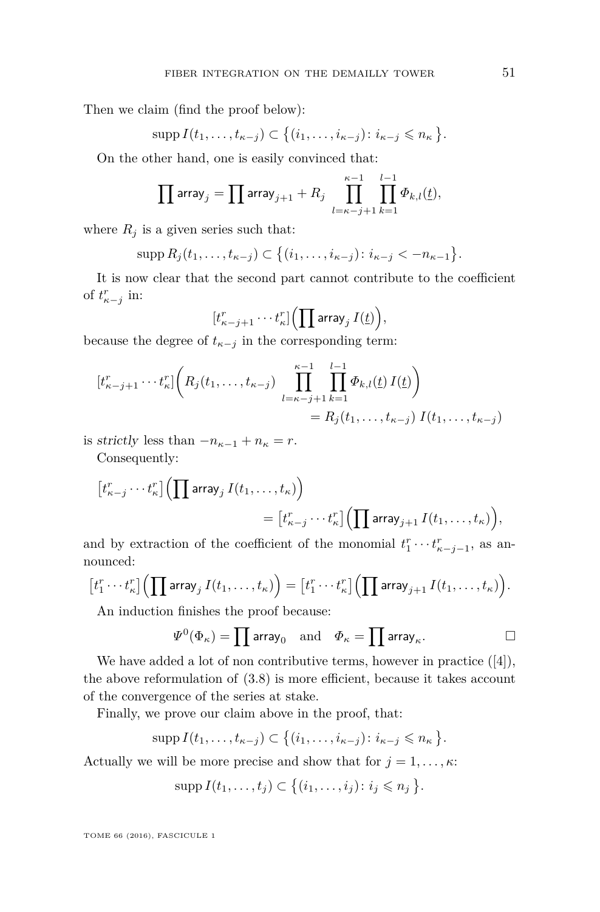Then we claim (find the proof below):

$$\operatorname{supp} I(t_1, \ldots, t_{\kappa-j}) \subset \big\{(i_1, \ldots, i_{\kappa-j}) \colon i_{\kappa-j} \leqslant n_\kappa \big\}.$$

On the other hand, one is easily convinced that:

$$\prod \mathsf{array}_j = \prod \mathsf{array}_{j+1} + R_j \prod_{l=\kappa-j+1}^{\kappa-1} \prod_{k=1}^{l-1} \Phi_{k,l}(\underline{t}),$$

where $R_j$ is a given series such that:

$$\operatorname{supp} R_j(t_1, \ldots, t_{\kappa-j}) \subset \big\{(i_1, \ldots, i_{\kappa-j}) \colon i_{\kappa-j} < -n_{\kappa-1}\big\}.$$

It is now clear that the second part cannot contribute to the coefficient of $t_{\kappa-j}^r$ in:

$$[t_{\kappa-j+1}^r \cdots t_\kappa^r]\Big(\prod \mathsf{array}_j \, I(\underline{t})\Big),$$

because the degree of $t_{\kappa-j}$ in the corresponding term:

$$[t_{\kappa-j+1}^r \cdots t_\kappa^r]\bigg(R_j(t_1, \ldots, t_{\kappa-j}) \prod_{l=\kappa-j+1}^{\kappa-1} \prod_{k=1}^{l-1} \Phi_{k,l}(\underline{t}) \, I(\underline{t})\bigg) = R_j(t_1, \ldots, t_{\kappa-j}) \, I(t_1, \ldots, t_{\kappa-j})$$

is *strictly* less than $-n_{\kappa-1} + n_\kappa = r$.

Consequently:

$$\big[t_{\kappa-j}^r \cdots t_\kappa^r\big]\Big(\prod \mathsf{array}_j \, I(t_1, \ldots, t_\kappa)\Big) = \big[t_{\kappa-j}^r \cdots t_\kappa^r\big]\Big(\prod \mathsf{array}_{j+1} \, I(t_1, \ldots, t_\kappa)\Big),$$

and by extraction of the coefficient of the monomial $t_1^r \cdots t_{\kappa-j-1}^r$, as announced:

$$\big[t_1^r \cdots t_\kappa^r\big]\Big(\prod \mathsf{array}_j \, I(t_1, \ldots, t_\kappa)\Big) = \big[t_1^r \cdots t_\kappa^r\big]\Big(\prod \mathsf{array}_{j+1} \, I(t_1, \ldots, t_\kappa)\Big).$$

An induction finishes the proof because:

$$\Psi^0(\Phi_\kappa) = \prod \mathsf{array}_0 \quad \text{and} \quad \Phi_\kappa = \prod \mathsf{array}_\kappa. \qquad \square$$

We have added a lot of non contributive terms, however in practice ([4]), the above reformulation of (3.8) is more efficient, because it takes account of the convergence of the series at stake.

Finally, we prove our claim above in the proof, that:

$$\operatorname{supp} I(t_1, \ldots, t_{\kappa-j}) \subset \big\{(i_1, \ldots, i_{\kappa-j}) \colon i_{\kappa-j} \leqslant n_\kappa \big\}.$$

Actually we will be more precise and show that for $j = 1, \ldots, \kappa$:

$$\operatorname{supp} I(t_1, \ldots, t_j) \subset \big\{(i_1, \ldots, i_j) \colon i_j \leqslant n_j \big\}.$$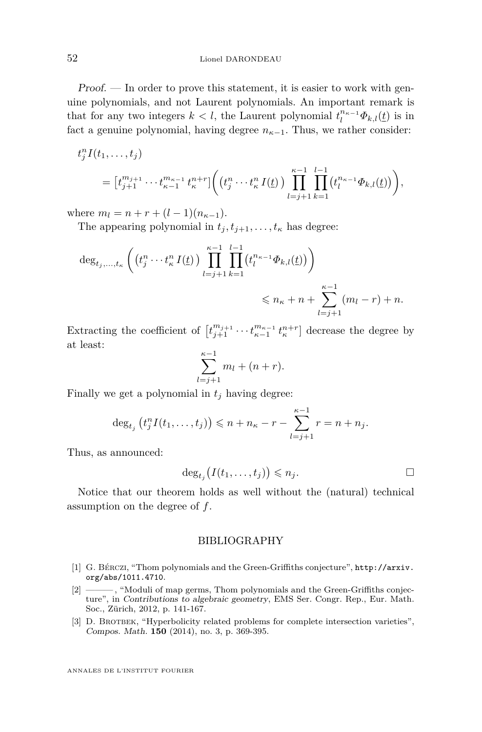*Proof.* — In order to prove this statement, it is easier to work with genuine polynomials, and not Laurent polynomials. An important remark is that for any two integers $k < l$, the Laurent polynomial $t_l^{n_{\kappa-1}} \Phi_{k,l}(\underline{t})$ is in fact a genuine polynomial, having degree $n_{\kappa-1}$. Thus, we rather consider:

$$
\begin{aligned}
t_j^n I(t_1, \ldots, t_j) \\
&= \left[t_{j+1}^{m_{j+1}} \cdots t_{\kappa-1}^{m_{\kappa-1}}\, t_\kappa^{n+r}\right] \Big( \big(t_j^n \cdots t_\kappa^n\, I(\underline{t})\big) \prod_{l=j+1}^{\kappa-1} \prod_{k=1}^{l-1} \big(t_l^{n_{\kappa-1}} \Phi_{k,l}(\underline{t})\big) \Big),
\end{aligned}
$$

where $m_l = n + r + (l-1)(n_{\kappa-1})$.

The appearing polynomial in $t_j, t_{j+1}, \ldots, t_\kappa$ has degree:

$$
\deg_{t_j,\ldots,t_\kappa} \Big( \big(t_j^n \cdots t_\kappa^n\, I(\underline{t})\big) \prod_{l=j+1}^{\kappa-1} \prod_{k=1}^{l-1} \big(t_l^{n_{\kappa-1}} \Phi_{k,l}(\underline{t})\big) \Big) \leqslant n_\kappa + n + \sum_{l=j+1}^{\kappa-1} (m_l - r) + n.
$$

Extracting the coefficient of $\left[t_{j+1}^{m_{j+1}} \cdots t_{\kappa-1}^{m_{\kappa-1}}\, t_\kappa^{n+r}\right]$ decrease the degree by at least:

$$
\sum_{l=j+1}^{\kappa-1} m_l + (n + r).
$$

Finally we get a polynomial in $t_j$ having degree:

$$
\deg_{t_j} \big(t_j^n I(t_1, \ldots, t_j)\big) \leqslant n + n_\kappa - r - \sum_{l=j+1}^{\kappa-1} r = n + n_j.
$$

Thus, as announced:

$$
\deg_{t_j} \big(I(t_1, \ldots, t_j)\big) \leqslant n_j. \qquad \square
$$

Notice that our theorem holds as well without the (natural) technical assumption on the degree of $f$.

## BIBLIOGRAPHY

[1] G. Bérczi, "Thom polynomials and the Green-Griffiths conjecture", http://arxiv.org/abs/1011.4710.

[2] ———, "Moduli of map germs, Thom polynomials and the Green-Griffiths conjecture", in *Contributions to algebraic geometry*, EMS Ser. Congr. Rep., Eur. Math. Soc., Zürich, 2012, p. 141-167.

[3] D. Brotbek, "Hyperbolicity related problems for complete intersection varieties", *Compos. Math.* **150** (2014), no. 3, p. 369-395.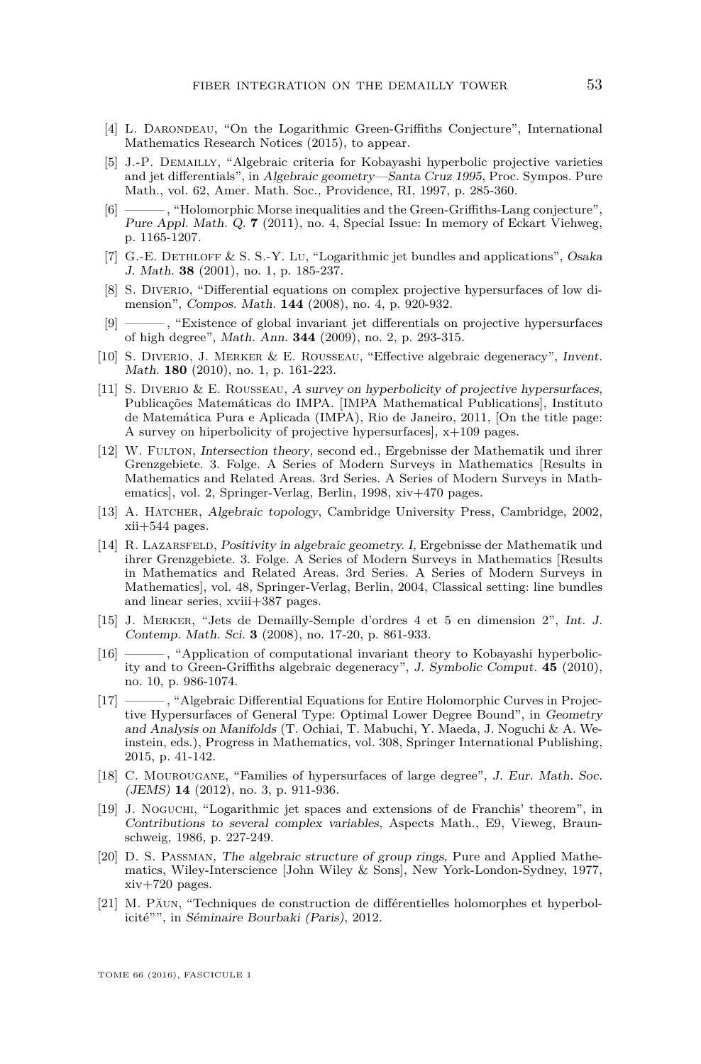[4] L. Darondeau, "On the Logarithmic Green-Griffiths Conjecture", International Mathematics Research Notices (2015), to appear.

[5] J.-P. Demailly, "Algebraic criteria for Kobayashi hyperbolic projective varieties and jet differentials", in *Algebraic geometry—Santa Cruz 1995*, Proc. Sympos. Pure Math., vol. 62, Amer. Math. Soc., Providence, RI, 1997, p. 285-360.

[6] ———, "Holomorphic Morse inequalities and the Green-Griffiths-Lang conjecture", *Pure Appl. Math. Q.* **7** (2011), no. 4, Special Issue: In memory of Eckart Viehweg, p. 1165-1207.

[7] G.-E. Dethloff & S. S.-Y. Lu, "Logarithmic jet bundles and applications", *Osaka J. Math.* **38** (2001), no. 1, p. 185-237.

[8] S. Diverio, "Differential equations on complex projective hypersurfaces of low dimension", *Compos. Math.* **144** (2008), no. 4, p. 920-932.

[9] ———, "Existence of global invariant jet differentials on projective hypersurfaces of high degree", *Math. Ann.* **344** (2009), no. 2, p. 293-315.

[10] S. Diverio, J. Merker & E. Rousseau, "Effective algebraic degeneracy", *Invent. Math.* **180** (2010), no. 1, p. 161-223.

[11] S. Diverio & E. Rousseau, *A survey on hyperbolicity of projective hypersurfaces*, Publicações Matemáticas do IMPA. [IMPA Mathematical Publications], Instituto de Matemática Pura e Aplicada (IMPA), Rio de Janeiro, 2011, [On the title page: A survey on hiperbolicity of projective hypersurfaces], x+109 pages.

[12] W. Fulton, *Intersection theory*, second ed., Ergebnisse der Mathematik und ihrer Grenzgebiete. 3. Folge. A Series of Modern Surveys in Mathematics [Results in Mathematics and Related Areas. 3rd Series. A Series of Modern Surveys in Mathematics], vol. 2, Springer-Verlag, Berlin, 1998, xiv+470 pages.

[13] A. Hatcher, *Algebraic topology*, Cambridge University Press, Cambridge, 2002, xii+544 pages.

[14] R. Lazarsfeld, *Positivity in algebraic geometry. I*, Ergebnisse der Mathematik und ihrer Grenzgebiete. 3. Folge. A Series of Modern Surveys in Mathematics [Results in Mathematics and Related Areas. 3rd Series. A Series of Modern Surveys in Mathematics], vol. 48, Springer-Verlag, Berlin, 2004, Classical setting: line bundles and linear series, xviii+387 pages.

[15] J. Merker, "Jets de Demailly-Semple d'ordres 4 et 5 en dimension 2", *Int. J. Contemp. Math. Sci.* **3** (2008), no. 17-20, p. 861-933.

[16] ———, "Application of computational invariant theory to Kobayashi hyperbolicity and to Green-Griffiths algebraic degeneracy", *J. Symbolic Comput.* **45** (2010), no. 10, p. 986-1074.

[17] ———, "Algebraic Differential Equations for Entire Holomorphic Curves in Projective Hypersurfaces of General Type: Optimal Lower Degree Bound", in *Geometry and Analysis on Manifolds* (T. Ochiai, T. Mabuchi, Y. Maeda, J. Noguchi & A. Weinstein, eds.), Progress in Mathematics, vol. 308, Springer International Publishing, 2015, p. 41-142.

[18] C. Mourougane, "Families of hypersurfaces of large degree", *J. Eur. Math. Soc. (JEMS)* **14** (2012), no. 3, p. 911-936.

[19] J. Noguchi, "Logarithmic jet spaces and extensions of de Franchis' theorem", in *Contributions to several complex variables*, Aspects Math., E9, Vieweg, Braunschweig, 1986, p. 227-249.

[20] D. S. Passman, *The algebraic structure of group rings*, Pure and Applied Mathematics, Wiley-Interscience [John Wiley & Sons], New York-London-Sydney, 1977, xiv+720 pages.

[21] M. Păun, "Techniques de construction de différentielles holomorphes et hyperbolicité"", in *Séminaire Bourbaki (Paris)*, 2012.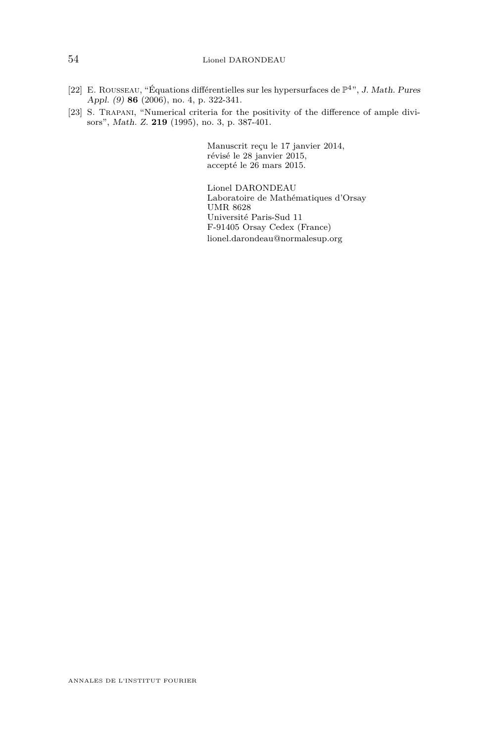[22] E. Rousseau, "Équations différentielles sur les hypersurfaces de $\mathbb{P}^4$", *J. Math. Pures Appl. (9)* **86** (2006), no. 4, p. 322-341.

[23] S. Trapani, "Numerical criteria for the positivity of the difference of ample divisors", *Math. Z.* **219** (1995), no. 3, p. 387-401.

Manuscrit reçu le 17 janvier 2014,
révisé le 28 janvier 2015,
accepté le 26 mars 2015.

Lionel DARONDEAU
Laboratoire de Mathématiques d'Orsay
UMR 8628
Université Paris-Sud 11
F-91405 Orsay Cedex (France)
lionel.darondeau@normalesup.org